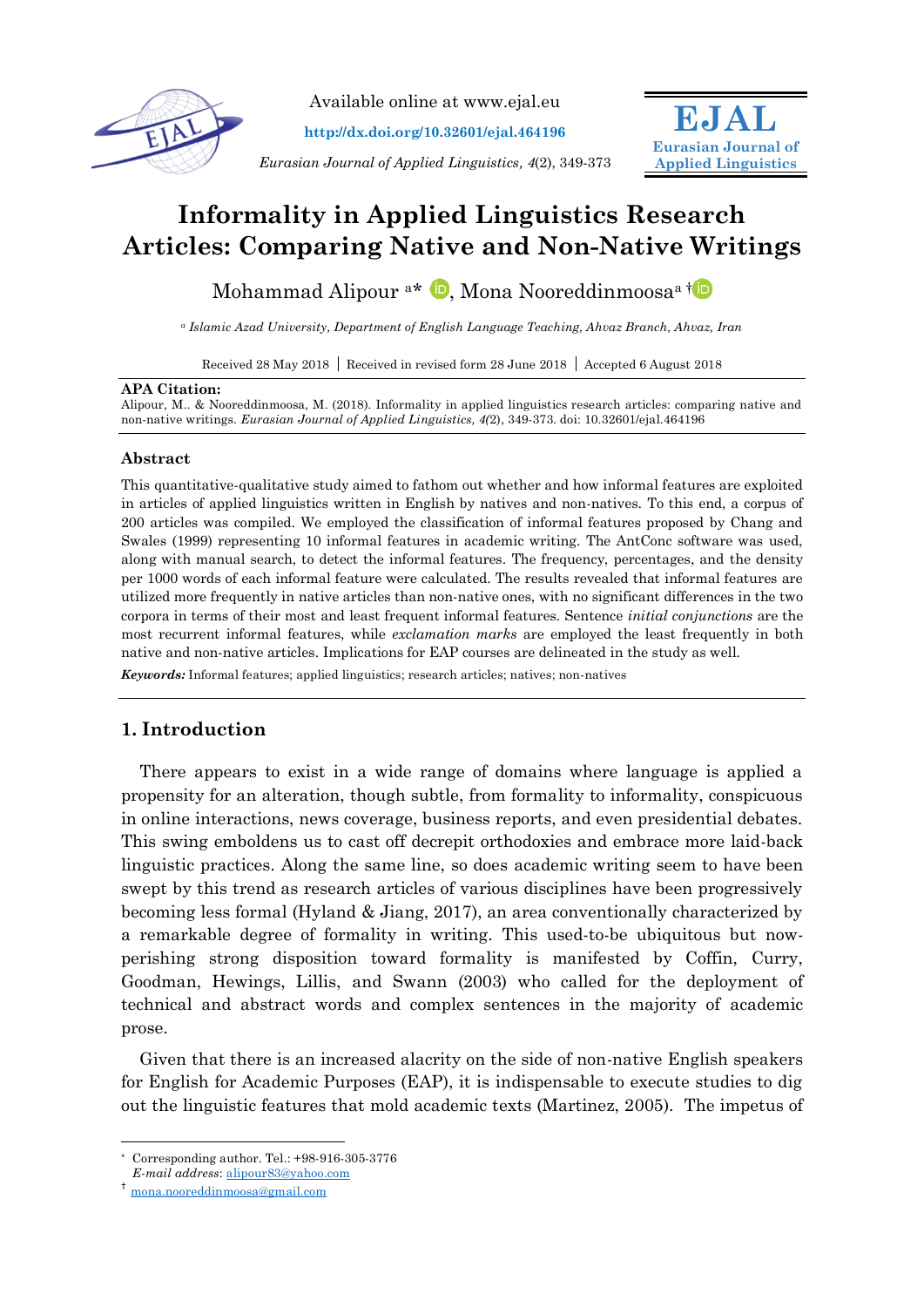Available online at www.ejal.eu

http://dx.doi.org/10.32601/ejal.464196

*Eurasian Journal of Applied Linguistics, 4*(2), 349-373

**EJAL**
**Eurasian Journal of Applied Linguistics**

# Informality in Applied Linguistics Research Articles: Comparing Native and Non-Native Writings

Mohammad Alipour [a]*, Mona Nooreddinmoosa[a] †

[a] *Islamic Azad University, Department of English Language Teaching, Ahvaz Branch, Ahvaz, Iran*

Received 28 May 2018 | Received in revised form 28 June 2018 | Accepted 6 August 2018

**APA Citation:**
Alipour, M.. & Nooreddinmoosa, M. (2018). Informality in applied linguistics research articles: comparing native and non-native writings. *Eurasian Journal of Applied Linguistics, 4(*2), 349-373. doi: 10.32601/ejal.464196

### Abstract

This quantitative-qualitative study aimed to fathom out whether and how informal features are exploited in articles of applied linguistics written in English by natives and non-natives. To this end, a corpus of 200 articles was compiled. We employed the classification of informal features proposed by Chang and Swales (1999) representing 10 informal features in academic writing. The AntConc software was used, along with manual search, to detect the informal features. The frequency, percentages, and the density per 1000 words of each informal feature were calculated. The results revealed that informal features are utilized more frequently in native articles than non-native ones, with no significant differences in the two corpora in terms of their most and least frequent informal features. Sentence *initial conjunctions* are the most recurrent informal features, while *exclamation marks* are employed the least frequently in both native and non-native articles. Implications for EAP courses are delineated in the study as well.

***Keywords:*** Informal features; applied linguistics; research articles; natives; non-natives

## 1. Introduction

There appears to exist in a wide range of domains where language is applied a propensity for an alteration, though subtle, from formality to informality, conspicuous in online interactions, news coverage, business reports, and even presidential debates. This swing emboldens us to cast off decrepit orthodoxies and embrace more laid-back linguistic practices. Along the same line, so does academic writing seem to have been swept by this trend as research articles of various disciplines have been progressively becoming less formal (Hyland & Jiang, 2017), an area conventionally characterized by a remarkable degree of formality in writing. This used-to-be ubiquitous but now-perishing strong disposition toward formality is manifested by Coffin, Curry, Goodman, Hewings, Lillis, and Swann (2003) who called for the deployment of technical and abstract words and complex sentences in the majority of academic prose.

Given that there is an increased alacrity on the side of non-native English speakers for English for Academic Purposes (EAP), it is indispensable to execute studies to dig out the linguistic features that mold academic texts (Martinez, 2005). The impetus of

* Corresponding author. Tel.: +98-916-305-3776
*E-mail address*: alipour83@yahoo.com

† mona.nooreddinmoosa@gmail.com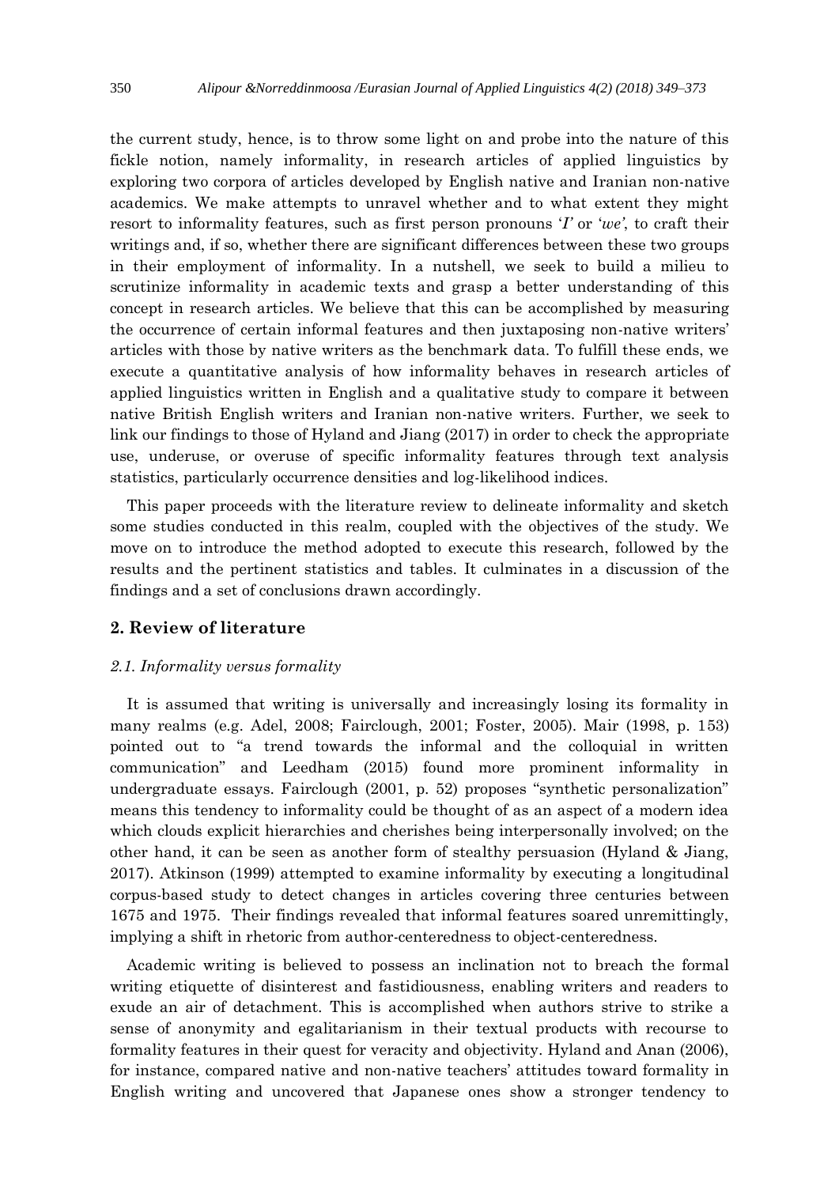the current study, hence, is to throw some light on and probe into the nature of this fickle notion, namely informality, in research articles of applied linguistics by exploring two corpora of articles developed by English native and Iranian non-native academics. We make attempts to unravel whether and to what extent they might resort to informality features, such as first person pronouns '*I*' or '*we*', to craft their writings and, if so, whether there are significant differences between these two groups in their employment of informality. In a nutshell, we seek to build a milieu to scrutinize informality in academic texts and grasp a better understanding of this concept in research articles. We believe that this can be accomplished by measuring the occurrence of certain informal features and then juxtaposing non-native writers' articles with those by native writers as the benchmark data. To fulfill these ends, we execute a quantitative analysis of how informality behaves in research articles of applied linguistics written in English and a qualitative study to compare it between native British English writers and Iranian non-native writers. Further, we seek to link our findings to those of Hyland and Jiang (2017) in order to check the appropriate use, underuse, or overuse of specific informality features through text analysis statistics, particularly occurrence densities and log-likelihood indices.

This paper proceeds with the literature review to delineate informality and sketch some studies conducted in this realm, coupled with the objectives of the study. We move on to introduce the method adopted to execute this research, followed by the results and the pertinent statistics and tables. It culminates in a discussion of the findings and a set of conclusions drawn accordingly.

## 2. Review of literature

### *2.1. Informality versus formality*

It is assumed that writing is universally and increasingly losing its formality in many realms (e.g. Adel, 2008; Fairclough, 2001; Foster, 2005). Mair (1998, p. 153) pointed out to "a trend towards the informal and the colloquial in written communication" and Leedham (2015) found more prominent informality in undergraduate essays. Fairclough (2001, p. 52) proposes "synthetic personalization" means this tendency to informality could be thought of as an aspect of a modern idea which clouds explicit hierarchies and cherishes being interpersonally involved; on the other hand, it can be seen as another form of stealthy persuasion (Hyland & Jiang, 2017). Atkinson (1999) attempted to examine informality by executing a longitudinal corpus-based study to detect changes in articles covering three centuries between 1675 and 1975. Their findings revealed that informal features soared unremittingly, implying a shift in rhetoric from author-centeredness to object-centeredness.

Academic writing is believed to possess an inclination not to breach the formal writing etiquette of disinterest and fastidiousness, enabling writers and readers to exude an air of detachment. This is accomplished when authors strive to strike a sense of anonymity and egalitarianism in their textual products with recourse to formality features in their quest for veracity and objectivity. Hyland and Anan (2006), for instance, compared native and non-native teachers' attitudes toward formality in English writing and uncovered that Japanese ones show a stronger tendency to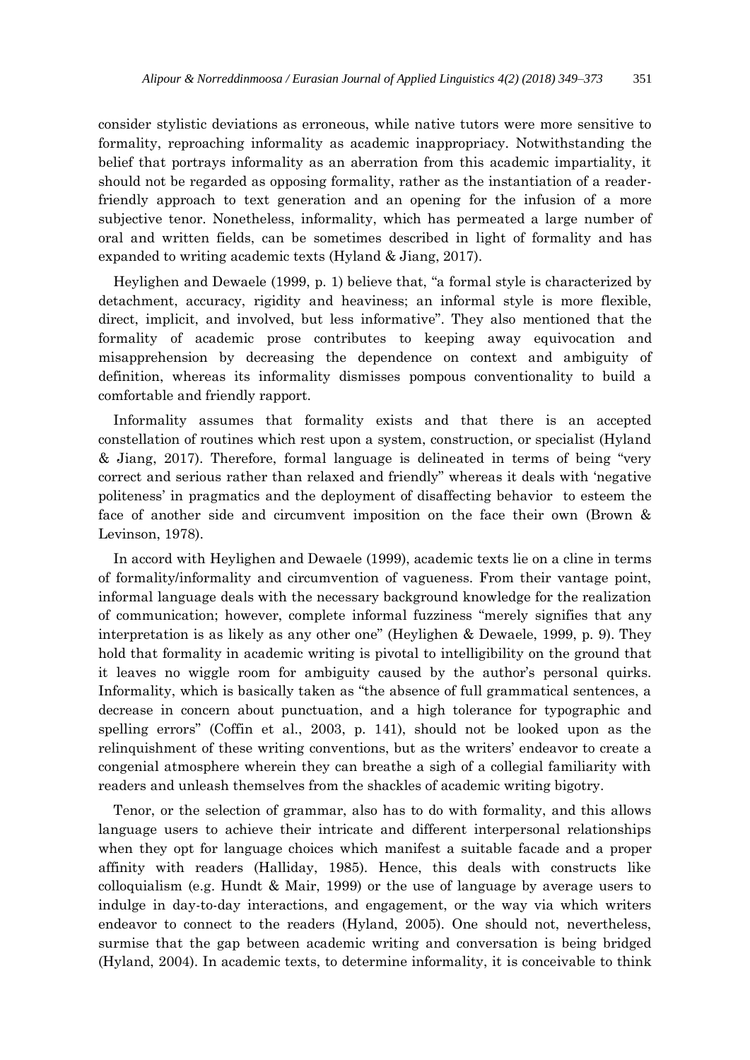consider stylistic deviations as erroneous, while native tutors were more sensitive to formality, reproaching informality as academic inappropriacy. Notwithstanding the belief that portrays informality as an aberration from this academic impartiality, it should not be regarded as opposing formality, rather as the instantiation of a reader-friendly approach to text generation and an opening for the infusion of a more subjective tenor. Nonetheless, informality, which has permeated a large number of oral and written fields, can be sometimes described in light of formality and has expanded to writing academic texts (Hyland & Jiang, 2017).

Heylighen and Dewaele (1999, p. 1) believe that, "a formal style is characterized by detachment, accuracy, rigidity and heaviness; an informal style is more flexible, direct, implicit, and involved, but less informative". They also mentioned that the formality of academic prose contributes to keeping away equivocation and misapprehension by decreasing the dependence on context and ambiguity of definition, whereas its informality dismisses pompous conventionality to build a comfortable and friendly rapport.

Informality assumes that formality exists and that there is an accepted constellation of routines which rest upon a system, construction, or specialist (Hyland & Jiang, 2017). Therefore, formal language is delineated in terms of being "very correct and serious rather than relaxed and friendly" whereas it deals with 'negative politeness' in pragmatics and the deployment of disaffecting behavior to esteem the face of another side and circumvent imposition on the face their own (Brown & Levinson, 1978).

In accord with Heylighen and Dewaele (1999), academic texts lie on a cline in terms of formality/informality and circumvention of vagueness. From their vantage point, informal language deals with the necessary background knowledge for the realization of communication; however, complete informal fuzziness "merely signifies that any interpretation is as likely as any other one" (Heylighen & Dewaele, 1999, p. 9). They hold that formality in academic writing is pivotal to intelligibility on the ground that it leaves no wiggle room for ambiguity caused by the author's personal quirks. Informality, which is basically taken as "the absence of full grammatical sentences, a decrease in concern about punctuation, and a high tolerance for typographic and spelling errors" (Coffin et al., 2003, p. 141), should not be looked upon as the relinquishment of these writing conventions, but as the writers' endeavor to create a congenial atmosphere wherein they can breathe a sigh of a collegial familiarity with readers and unleash themselves from the shackles of academic writing bigotry.

Tenor, or the selection of grammar, also has to do with formality, and this allows language users to achieve their intricate and different interpersonal relationships when they opt for language choices which manifest a suitable facade and a proper affinity with readers (Halliday, 1985). Hence, this deals with constructs like colloquialism (e.g. Hundt & Mair, 1999) or the use of language by average users to indulge in day-to-day interactions, and engagement, or the way via which writers endeavor to connect to the readers (Hyland, 2005). One should not, nevertheless, surmise that the gap between academic writing and conversation is being bridged (Hyland, 2004). In academic texts, to determine informality, it is conceivable to think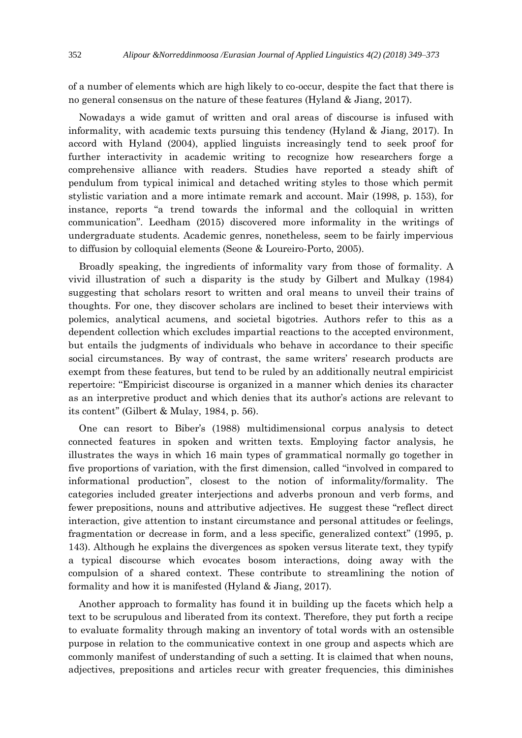of a number of elements which are high likely to co-occur, despite the fact that there is no general consensus on the nature of these features (Hyland & Jiang, 2017).

Nowadays a wide gamut of written and oral areas of discourse is infused with informality, with academic texts pursuing this tendency (Hyland & Jiang, 2017). In accord with Hyland (2004), applied linguists increasingly tend to seek proof for further interactivity in academic writing to recognize how researchers forge a comprehensive alliance with readers. Studies have reported a steady shift of pendulum from typical inimical and detached writing styles to those which permit stylistic variation and a more intimate remark and account. Mair (1998, p. 153), for instance, reports "a trend towards the informal and the colloquial in written communication". Leedham (2015) discovered more informality in the writings of undergraduate students. Academic genres, nonetheless, seem to be fairly impervious to diffusion by colloquial elements (Seone & Loureiro-Porto, 2005).

Broadly speaking, the ingredients of informality vary from those of formality. A vivid illustration of such a disparity is the study by Gilbert and Mulkay (1984) suggesting that scholars resort to written and oral means to unveil their trains of thoughts. For one, they discover scholars are inclined to beset their interviews with polemics, analytical acumens, and societal bigotries. Authors refer to this as a dependent collection which excludes impartial reactions to the accepted environment, but entails the judgments of individuals who behave in accordance to their specific social circumstances. By way of contrast, the same writers' research products are exempt from these features, but tend to be ruled by an additionally neutral empiricist repertoire: "Empiricist discourse is organized in a manner which denies its character as an interpretive product and which denies that its author's actions are relevant to its content" (Gilbert & Mulay, 1984, p. 56).

One can resort to Biber's (1988) multidimensional corpus analysis to detect connected features in spoken and written texts. Employing factor analysis, he illustrates the ways in which 16 main types of grammatical normally go together in five proportions of variation, with the first dimension, called "involved in compared to informational production", closest to the notion of informality/formality. The categories included greater interjections and adverbs pronoun and verb forms, and fewer prepositions, nouns and attributive adjectives. He suggest these "reflect direct interaction, give attention to instant circumstance and personal attitudes or feelings, fragmentation or decrease in form, and a less specific, generalized context" (1995, p. 143). Although he explains the divergences as spoken versus literate text, they typify a typical discourse which evocates bosom interactions, doing away with the compulsion of a shared context. These contribute to streamlining the notion of formality and how it is manifested (Hyland & Jiang, 2017).

Another approach to formality has found it in building up the facets which help a text to be scrupulous and liberated from its context. Therefore, they put forth a recipe to evaluate formality through making an inventory of total words with an ostensible purpose in relation to the communicative context in one group and aspects which are commonly manifest of understanding of such a setting. It is claimed that when nouns, adjectives, prepositions and articles recur with greater frequencies, this diminishes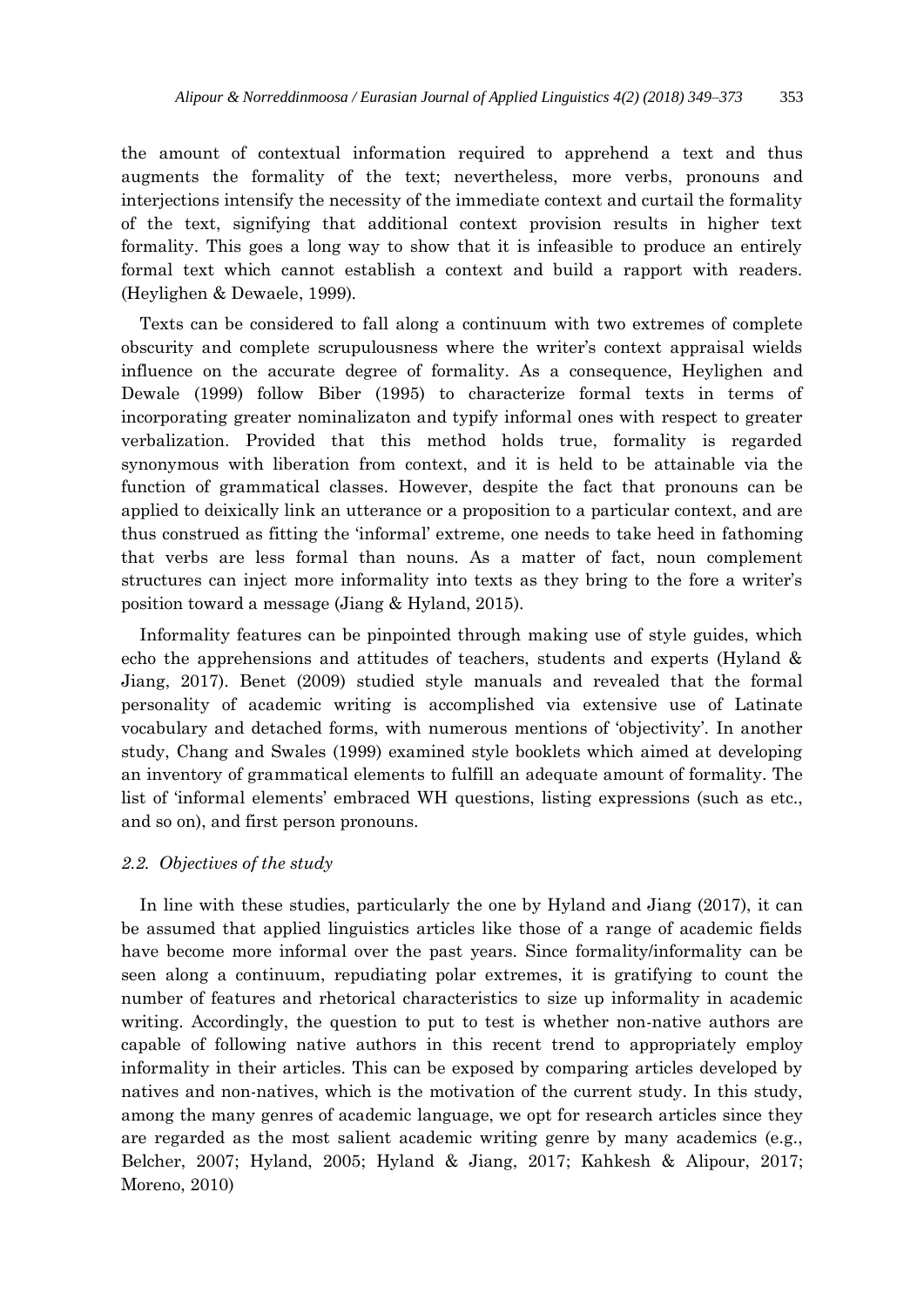the amount of contextual information required to apprehend a text and thus augments the formality of the text; nevertheless, more verbs, pronouns and interjections intensify the necessity of the immediate context and curtail the formality of the text, signifying that additional context provision results in higher text formality. This goes a long way to show that it is infeasible to produce an entirely formal text which cannot establish a context and build a rapport with readers. (Heylighen & Dewaele, 1999).

Texts can be considered to fall along a continuum with two extremes of complete obscurity and complete scrupulousness where the writer's context appraisal wields influence on the accurate degree of formality. As a consequence, Heylighen and Dewale (1999) follow Biber (1995) to characterize formal texts in terms of incorporating greater nominalizaton and typify informal ones with respect to greater verbalization. Provided that this method holds true, formality is regarded synonymous with liberation from context, and it is held to be attainable via the function of grammatical classes. However, despite the fact that pronouns can be applied to deixically link an utterance or a proposition to a particular context, and are thus construed as fitting the 'informal' extreme, one needs to take heed in fathoming that verbs are less formal than nouns. As a matter of fact, noun complement structures can inject more informality into texts as they bring to the fore a writer's position toward a message (Jiang & Hyland, 2015).

Informality features can be pinpointed through making use of style guides, which echo the apprehensions and attitudes of teachers, students and experts (Hyland & Jiang, 2017). Benet (2009) studied style manuals and revealed that the formal personality of academic writing is accomplished via extensive use of Latinate vocabulary and detached forms, with numerous mentions of 'objectivity'. In another study, Chang and Swales (1999) examined style booklets which aimed at developing an inventory of grammatical elements to fulfill an adequate amount of formality. The list of 'informal elements' embraced WH questions, listing expressions (such as etc., and so on), and first person pronouns.

### *2.2. Objectives of the study*

In line with these studies, particularly the one by Hyland and Jiang (2017), it can be assumed that applied linguistics articles like those of a range of academic fields have become more informal over the past years. Since formality/informality can be seen along a continuum, repudiating polar extremes, it is gratifying to count the number of features and rhetorical characteristics to size up informality in academic writing. Accordingly, the question to put to test is whether non-native authors are capable of following native authors in this recent trend to appropriately employ informality in their articles. This can be exposed by comparing articles developed by natives and non-natives, which is the motivation of the current study. In this study, among the many genres of academic language, we opt for research articles since they are regarded as the most salient academic writing genre by many academics (e.g., Belcher, 2007; Hyland, 2005; Hyland & Jiang, 2017; Kahkesh & Alipour, 2017; Moreno, 2010)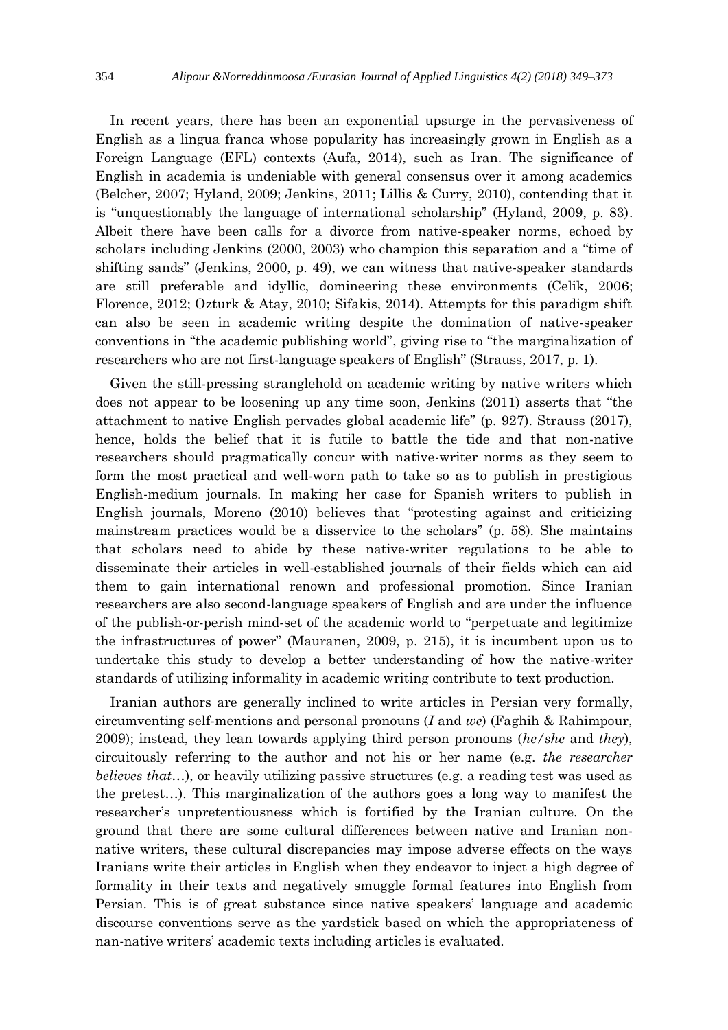In recent years, there has been an exponential upsurge in the pervasiveness of English as a lingua franca whose popularity has increasingly grown in English as a Foreign Language (EFL) contexts (Aufa, 2014), such as Iran. The significance of English in academia is undeniable with general consensus over it among academics (Belcher, 2007; Hyland, 2009; Jenkins, 2011; Lillis & Curry, 2010), contending that it is "unquestionably the language of international scholarship" (Hyland, 2009, p. 83). Albeit there have been calls for a divorce from native-speaker norms, echoed by scholars including Jenkins (2000, 2003) who champion this separation and a "time of shifting sands" (Jenkins, 2000, p. 49), we can witness that native-speaker standards are still preferable and idyllic, domineering these environments (Celik, 2006; Florence, 2012; Ozturk & Atay, 2010; Sifakis, 2014). Attempts for this paradigm shift can also be seen in academic writing despite the domination of native-speaker conventions in "the academic publishing world", giving rise to "the marginalization of researchers who are not first-language speakers of English" (Strauss, 2017, p. 1).

Given the still-pressing stranglehold on academic writing by native writers which does not appear to be loosening up any time soon, Jenkins (2011) asserts that "the attachment to native English pervades global academic life" (p. 927). Strauss (2017), hence, holds the belief that it is futile to battle the tide and that non-native researchers should pragmatically concur with native-writer norms as they seem to form the most practical and well-worn path to take so as to publish in prestigious English-medium journals. In making her case for Spanish writers to publish in English journals, Moreno (2010) believes that "protesting against and criticizing mainstream practices would be a disservice to the scholars" (p. 58). She maintains that scholars need to abide by these native-writer regulations to be able to disseminate their articles in well-established journals of their fields which can aid them to gain international renown and professional promotion. Since Iranian researchers are also second-language speakers of English and are under the influence of the publish-or-perish mind-set of the academic world to "perpetuate and legitimize the infrastructures of power" (Mauranen, 2009, p. 215), it is incumbent upon us to undertake this study to develop a better understanding of how the native-writer standards of utilizing informality in academic writing contribute to text production.

Iranian authors are generally inclined to write articles in Persian very formally, circumventing self-mentions and personal pronouns (*I* and *we*) (Faghih & Rahimpour, 2009); instead, they lean towards applying third person pronouns (*he/she* and *they*), circuitously referring to the author and not his or her name (e.g. *the researcher believes that*…), or heavily utilizing passive structures (e.g. a reading test was used as the pretest…). This marginalization of the authors goes a long way to manifest the researcher's unpretentiousness which is fortified by the Iranian culture. On the ground that there are some cultural differences between native and Iranian non-native writers, these cultural discrepancies may impose adverse effects on the ways Iranians write their articles in English when they endeavor to inject a high degree of formality in their texts and negatively smuggle formal features into English from Persian. This is of great substance since native speakers' language and academic discourse conventions serve as the yardstick based on which the appropriateness of nan-native writers' academic texts including articles is evaluated.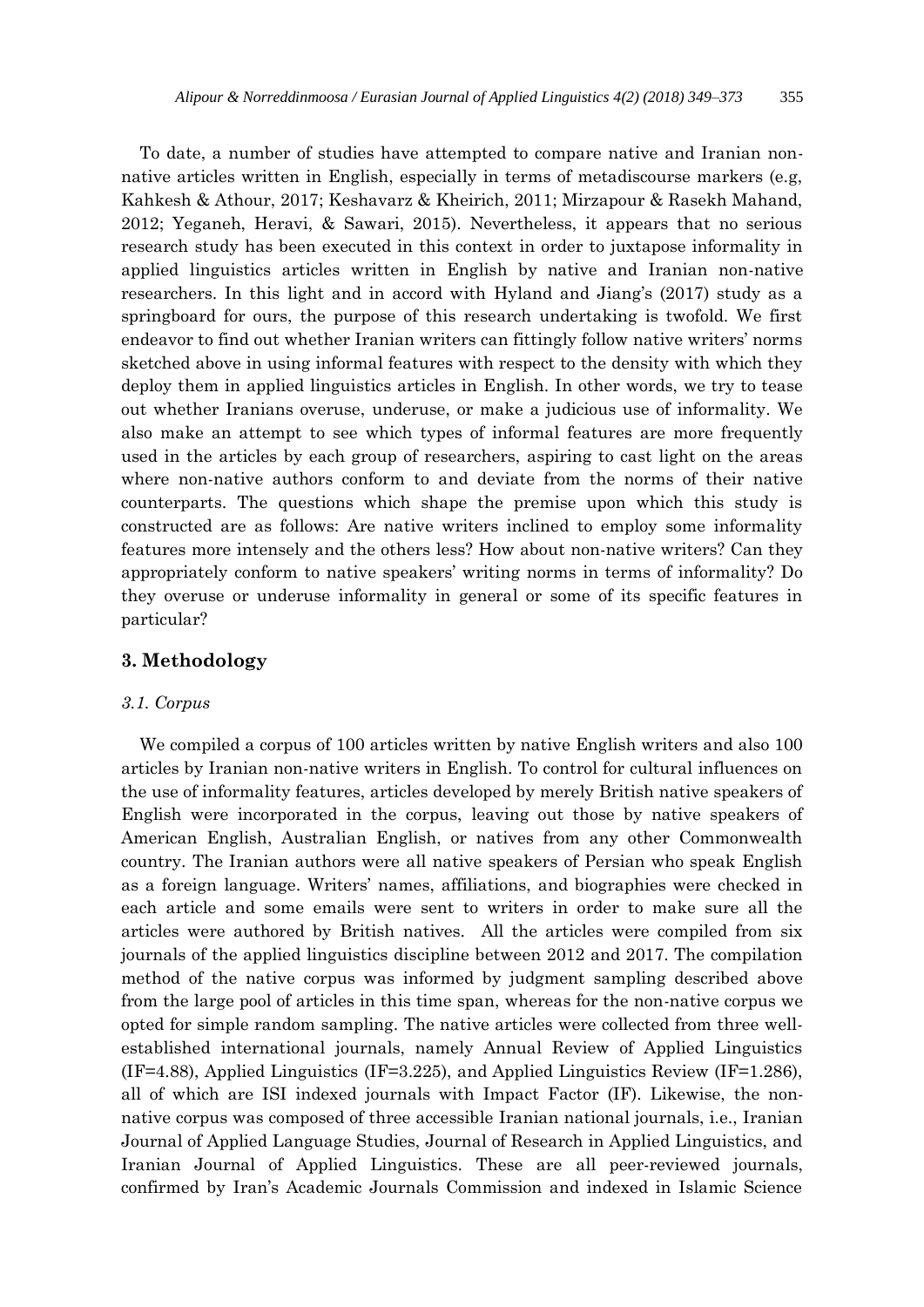To date, a number of studies have attempted to compare native and Iranian non-native articles written in English, especially in terms of metadiscourse markers (e.g, Kahkesh & Athour, 2017; Keshavarz & Kheirich, 2011; Mirzapour & Rasekh Mahand, 2012; Yeganeh, Heravi, & Sawari, 2015). Nevertheless, it appears that no serious research study has been executed in this context in order to juxtapose informality in applied linguistics articles written in English by native and Iranian non-native researchers. In this light and in accord with Hyland and Jiang's (2017) study as a springboard for ours, the purpose of this research undertaking is twofold. We first endeavor to find out whether Iranian writers can fittingly follow native writers' norms sketched above in using informal features with respect to the density with which they deploy them in applied linguistics articles in English. In other words, we try to tease out whether Iranians overuse, underuse, or make a judicious use of informality. We also make an attempt to see which types of informal features are more frequently used in the articles by each group of researchers, aspiring to cast light on the areas where non-native authors conform to and deviate from the norms of their native counterparts. The questions which shape the premise upon which this study is constructed are as follows: Are native writers inclined to employ some informality features more intensely and the others less? How about non-native writers? Can they appropriately conform to native speakers' writing norms in terms of informality? Do they overuse or underuse informality in general or some of its specific features in particular?

## 3. Methodology

### *3.1. Corpus*

We compiled a corpus of 100 articles written by native English writers and also 100 articles by Iranian non-native writers in English. To control for cultural influences on the use of informality features, articles developed by merely British native speakers of English were incorporated in the corpus, leaving out those by native speakers of American English, Australian English, or natives from any other Commonwealth country. The Iranian authors were all native speakers of Persian who speak English as a foreign language. Writers' names, affiliations, and biographies were checked in each article and some emails were sent to writers in order to make sure all the articles were authored by British natives. All the articles were compiled from six journals of the applied linguistics discipline between 2012 and 2017. The compilation method of the native corpus was informed by judgment sampling described above from the large pool of articles in this time span, whereas for the non-native corpus we opted for simple random sampling. The native articles were collected from three well-established international journals, namely Annual Review of Applied Linguistics (IF=4.88), Applied Linguistics (IF=3.225), and Applied Linguistics Review (IF=1.286), all of which are ISI indexed journals with Impact Factor (IF). Likewise, the non-native corpus was composed of three accessible Iranian national journals, i.e., Iranian Journal of Applied Language Studies, Journal of Research in Applied Linguistics, and Iranian Journal of Applied Linguistics. These are all peer-reviewed journals, confirmed by Iran's Academic Journals Commission and indexed in Islamic Science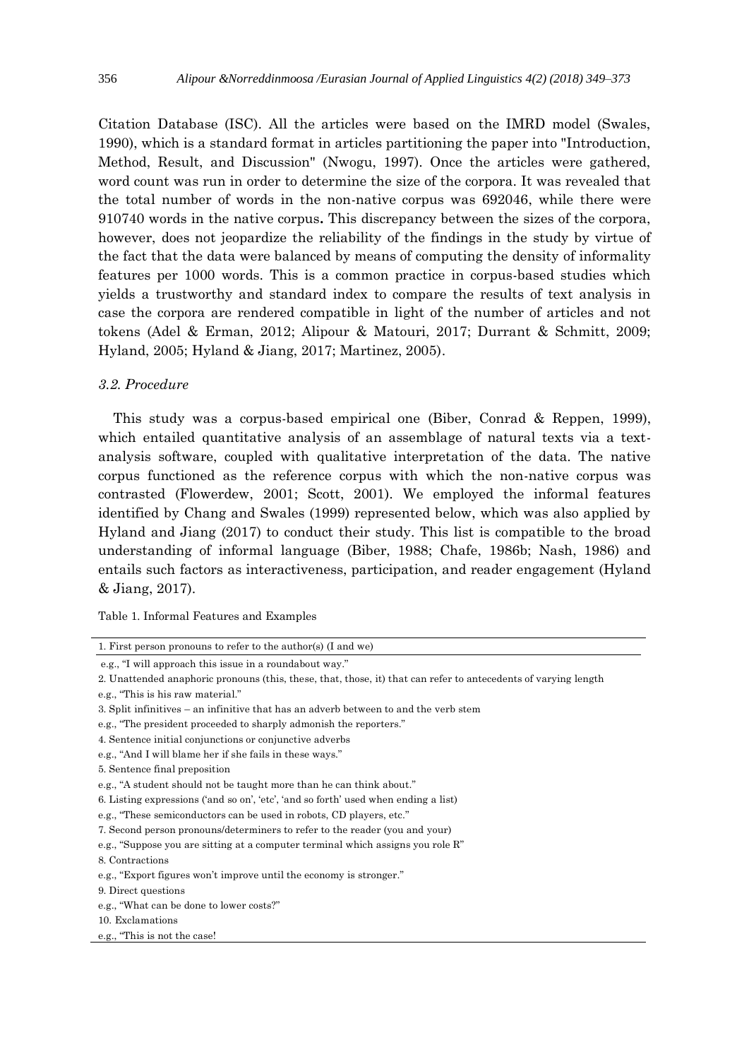Citation Database (ISC). All the articles were based on the IMRD model (Swales, 1990), which is a standard format in articles partitioning the paper into "Introduction, Method, Result, and Discussion" (Nwogu, 1997). Once the articles were gathered, word count was run in order to determine the size of the corpora. It was revealed that the total number of words in the non-native corpus was 692046, while there were 910740 words in the native corpus**.** This discrepancy between the sizes of the corpora, however, does not jeopardize the reliability of the findings in the study by virtue of the fact that the data were balanced by means of computing the density of informality features per 1000 words. This is a common practice in corpus-based studies which yields a trustworthy and standard index to compare the results of text analysis in case the corpora are rendered compatible in light of the number of articles and not tokens (Adel & Erman, 2012; Alipour & Matouri, 2017; Durrant & Schmitt, 2009; Hyland, 2005; Hyland & Jiang, 2017; Martinez, 2005).

### *3.2. Procedure*

This study was a corpus-based empirical one (Biber, Conrad & Reppen, 1999), which entailed quantitative analysis of an assemblage of natural texts via a text-analysis software, coupled with qualitative interpretation of the data. The native corpus functioned as the reference corpus with which the non-native corpus was contrasted (Flowerdew, 2001; Scott, 2001). We employed the informal features identified by Chang and Swales (1999) represented below, which was also applied by Hyland and Jiang (2017) to conduct their study. This list is compatible to the broad understanding of informal language (Biber, 1988; Chafe, 1986b; Nash, 1986) and entails such factors as interactiveness, participation, and reader engagement (Hyland & Jiang, 2017).

Table 1. Informal Features and Examples

| 1. First person pronouns to refer to the author(s) (I and we) |
|---|
| e.g., "I will approach this issue in a roundabout way." |
| 2. Unattended anaphoric pronouns (this, these, that, those, it) that can refer to antecedents of varying length |
| e.g., "This is his raw material." |
| 3. Split infinitives – an infinitive that has an adverb between to and the verb stem |
| e.g., "The president proceeded to sharply admonish the reporters." |
| 4. Sentence initial conjunctions or conjunctive adverbs |
| e.g., "And I will blame her if she fails in these ways." |
| 5. Sentence final preposition |
| e.g., "A student should not be taught more than he can think about." |
| 6. Listing expressions ('and so on', 'etc', 'and so forth' used when ending a list) |
| e.g., "These semiconductors can be used in robots, CD players, etc." |
| 7. Second person pronouns/determiners to refer to the reader (you and your) |
| e.g., "Suppose you are sitting at a computer terminal which assigns you role R" |
| 8. Contractions |
| e.g., "Export figures won't improve until the economy is stronger." |
| 9. Direct questions |
| e.g., "What can be done to lower costs?" |
| 10. Exclamations |
| e.g., "This is not the case! |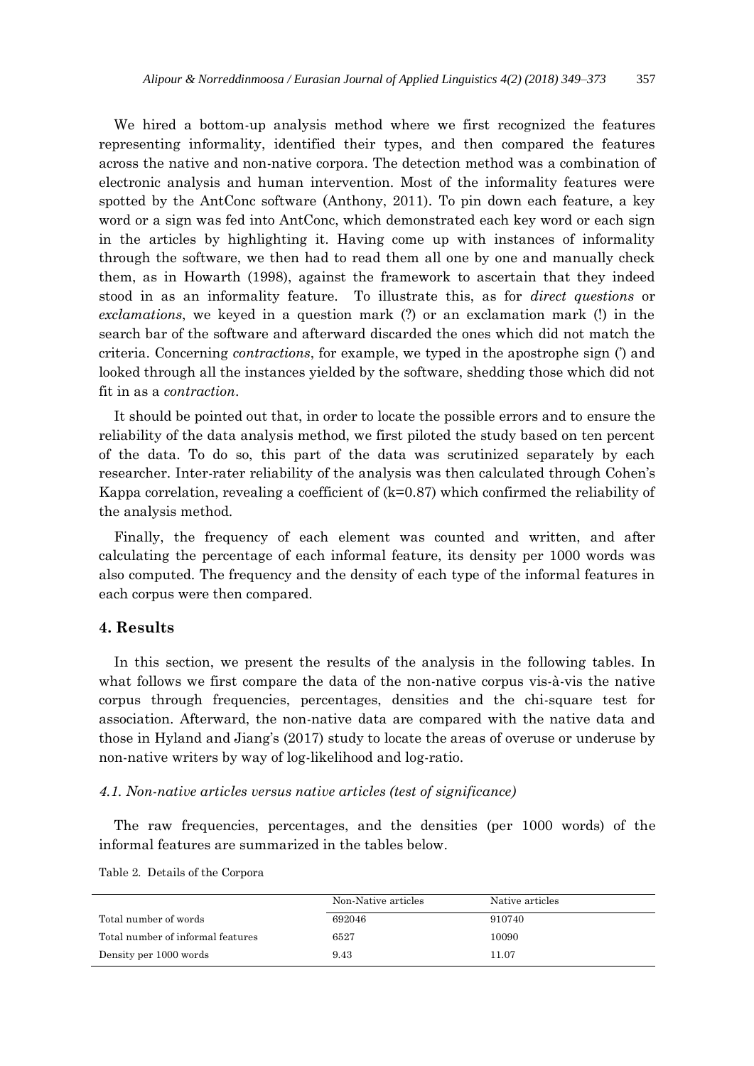We hired a bottom-up analysis method where we first recognized the features representing informality, identified their types, and then compared the features across the native and non-native corpora. The detection method was a combination of electronic analysis and human intervention. Most of the informality features were spotted by the AntConc software (Anthony, 2011). To pin down each feature, a key word or a sign was fed into AntConc, which demonstrated each key word or each sign in the articles by highlighting it. Having come up with instances of informality through the software, we then had to read them all one by one and manually check them, as in Howarth (1998), against the framework to ascertain that they indeed stood in as an informality feature. To illustrate this, as for *direct questions* or *exclamations*, we keyed in a question mark (?) or an exclamation mark (!) in the search bar of the software and afterward discarded the ones which did not match the criteria. Concerning *contractions*, for example, we typed in the apostrophe sign (') and looked through all the instances yielded by the software, shedding those which did not fit in as a *contraction*.

It should be pointed out that, in order to locate the possible errors and to ensure the reliability of the data analysis method, we first piloted the study based on ten percent of the data. To do so, this part of the data was scrutinized separately by each researcher. Inter-rater reliability of the analysis was then calculated through Cohen's Kappa correlation, revealing a coefficient of (k=0.87) which confirmed the reliability of the analysis method.

Finally, the frequency of each element was counted and written, and after calculating the percentage of each informal feature, its density per 1000 words was also computed. The frequency and the density of each type of the informal features in each corpus were then compared.

## 4. Results

In this section, we present the results of the analysis in the following tables. In what follows we first compare the data of the non-native corpus vis-à-vis the native corpus through frequencies, percentages, densities and the chi-square test for association. Afterward, the non-native data are compared with the native data and those in Hyland and Jiang's (2017) study to locate the areas of overuse or underuse by non-native writers by way of log-likelihood and log-ratio.

### *4.1. Non-native articles versus native articles (test of significance)*

The raw frequencies, percentages, and the densities (per 1000 words) of the informal features are summarized in the tables below.

Table 2. Details of the Corpora

| | Non-Native articles | Native articles |
|---|---|---|
| Total number of words | 692046 | 910740 |
| Total number of informal features | 6527 | 10090 |
| Density per 1000 words | 9.43 | 11.07 |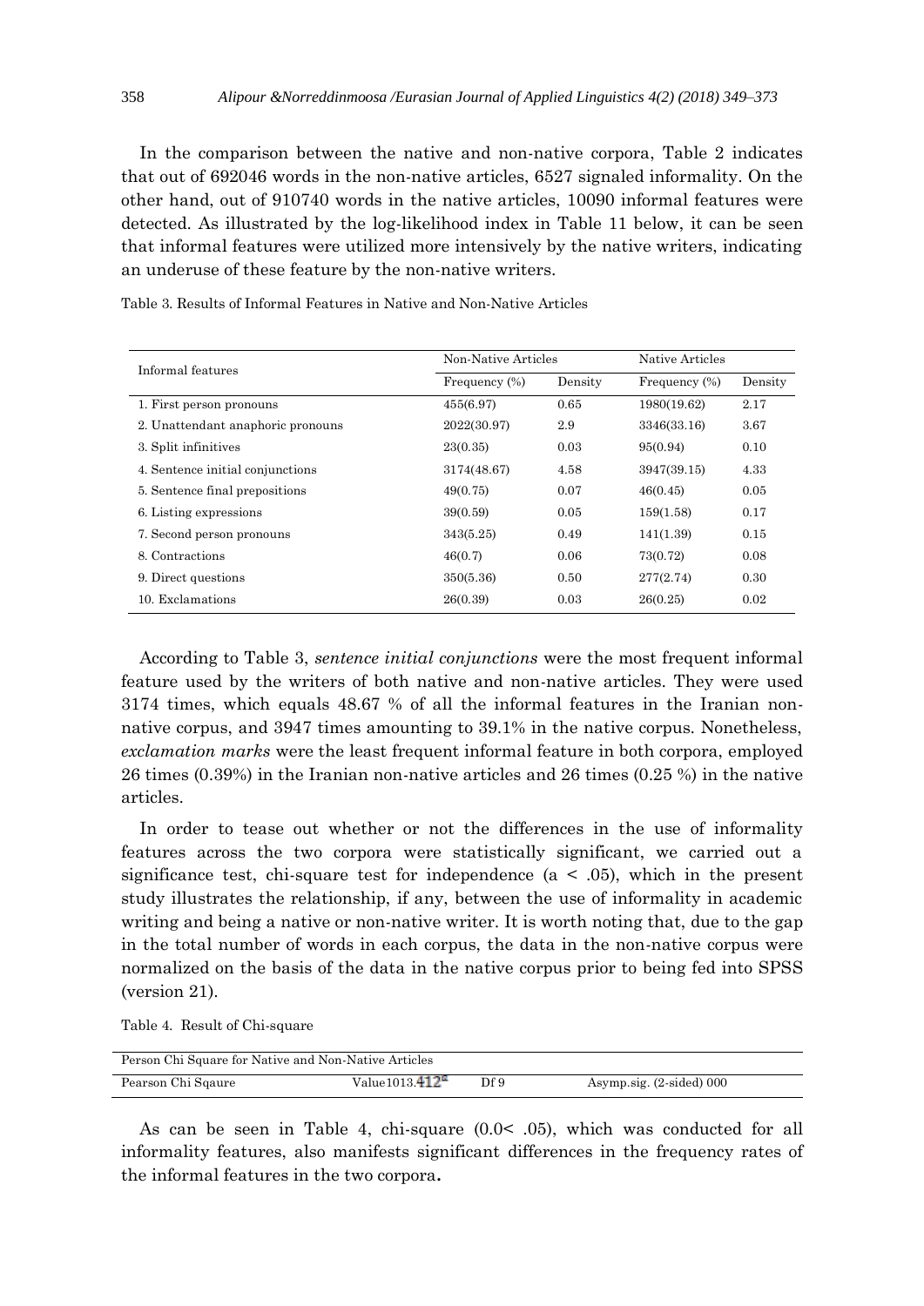In the comparison between the native and non-native corpora, Table 2 indicates that out of 692046 words in the non-native articles, 6527 signaled informality. On the other hand, out of 910740 words in the native articles, 10090 informal features were detected. As illustrated by the log-likelihood index in Table 11 below, it can be seen that informal features were utilized more intensively by the native writers, indicating an underuse of these feature by the non-native writers.

Table 3. Results of Informal Features in Native and Non-Native Articles

| Informal features | Non-Native Articles | | Native Articles | |
|---|---|---|---|---|
| | Frequency (%) | Density | Frequency (%) | Density |
| 1. First person pronouns | 455(6.97) | 0.65 | 1980(19.62) | 2.17 |
| 2. Unattendant anaphoric pronouns | 2022(30.97) | 2.9 | 3346(33.16) | 3.67 |
| 3. Split infinitives | 23(0.35) | 0.03 | 95(0.94) | 0.10 |
| 4. Sentence initial conjunctions | 3174(48.67) | 4.58 | 3947(39.15) | 4.33 |
| 5. Sentence final prepositions | 49(0.75) | 0.07 | 46(0.45) | 0.05 |
| 6. Listing expressions | 39(0.59) | 0.05 | 159(1.58) | 0.17 |
| 7. Second person pronouns | 343(5.25) | 0.49 | 141(1.39) | 0.15 |
| 8. Contractions | 46(0.7) | 0.06 | 73(0.72) | 0.08 |
| 9. Direct questions | 350(5.36) | 0.50 | 277(2.74) | 0.30 |
| 10. Exclamations | 26(0.39) | 0.03 | 26(0.25) | 0.02 |

According to Table 3, *sentence initial conjunctions* were the most frequent informal feature used by the writers of both native and non-native articles. They were used 3174 times, which equals 48.67 % of all the informal features in the Iranian non-native corpus, and 3947 times amounting to 39.1% in the native corpus. Nonetheless, *exclamation marks* were the least frequent informal feature in both corpora, employed 26 times (0.39%) in the Iranian non-native articles and 26 times (0.25 %) in the native articles.

In order to tease out whether or not the differences in the use of informality features across the two corpora were statistically significant, we carried out a significance test, chi-square test for independence (a < .05), which in the present study illustrates the relationship, if any, between the use of informality in academic writing and being a native or non-native writer. It is worth noting that, due to the gap in the total number of words in each corpus, the data in the non-native corpus were normalized on the basis of the data in the native corpus prior to being fed into SPSS (version 21).

Table 4. Result of Chi-square

| Person Chi Square for Native and Non-Native Articles | | | |
|---|---|---|---|
| Pearson Chi Sqaure | Value1013.412[a] | Df 9 | Asymp.sig. (2-sided) 000 |

As can be seen in Table 4, chi-square (0.0< .05), which was conducted for all informality features, also manifests significant differences in the frequency rates of the informal features in the two corpora**.**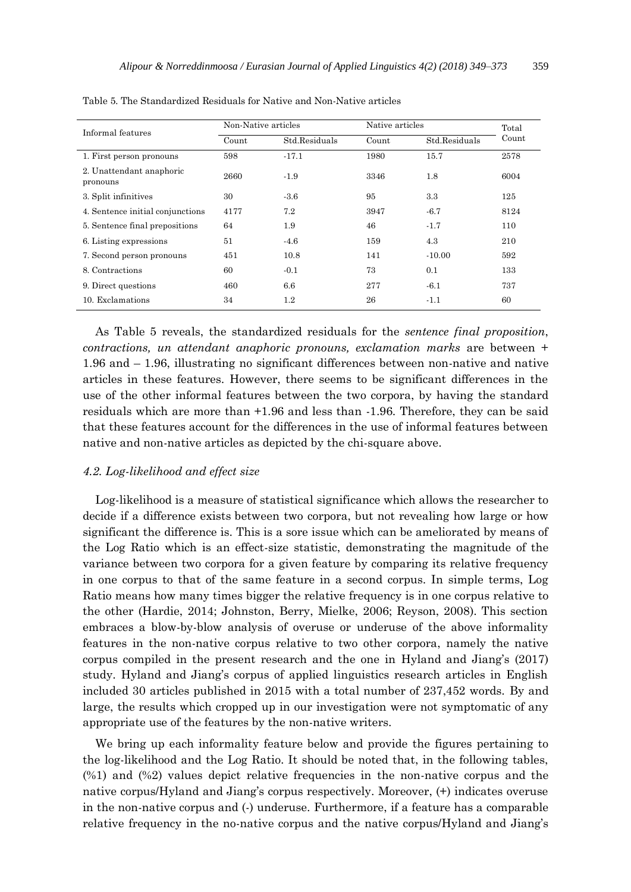Table 5. The Standardized Residuals for Native and Non-Native articles

| Informal features | Non-Native articles | | Native articles | | Total Count |
|---|---|---|---|---|---|
| | Count | Std.Residuals | Count | Std.Residuals | |
| 1. First person pronouns | 598 | -17.1 | 1980 | 15.7 | 2578 |
| 2. Unattendant anaphoric pronouns | 2660 | -1.9 | 3346 | 1.8 | 6004 |
| 3. Split infinitives | 30 | -3.6 | 95 | 3.3 | 125 |
| 4. Sentence initial conjunctions | 4177 | 7.2 | 3947 | -6.7 | 8124 |
| 5. Sentence final prepositions | 64 | 1.9 | 46 | -1.7 | 110 |
| 6. Listing expressions | 51 | -4.6 | 159 | 4.3 | 210 |
| 7. Second person pronouns | 451 | 10.8 | 141 | -10.00 | 592 |
| 8. Contractions | 60 | -0.1 | 73 | 0.1 | 133 |
| 9. Direct questions | 460 | 6.6 | 277 | -6.1 | 737 |
| 10. Exclamations | 34 | 1.2 | 26 | -1.1 | 60 |

As Table 5 reveals, the standardized residuals for the *sentence final proposition*, *contractions, un attendant anaphoric pronouns, exclamation marks* are between + 1.96 and – 1.96, illustrating no significant differences between non-native and native articles in these features. However, there seems to be significant differences in the use of the other informal features between the two corpora, by having the standard residuals which are more than +1.96 and less than -1.96. Therefore, they can be said that these features account for the differences in the use of informal features between native and non-native articles as depicted by the chi-square above.

### *4.2. Log-likelihood and effect size*

Log-likelihood is a measure of statistical significance which allows the researcher to decide if a difference exists between two corpora, but not revealing how large or how significant the difference is. This is a sore issue which can be ameliorated by means of the Log Ratio which is an effect-size statistic, demonstrating the magnitude of the variance between two corpora for a given feature by comparing its relative frequency in one corpus to that of the same feature in a second corpus. In simple terms, Log Ratio means how many times bigger the relative frequency is in one corpus relative to the other (Hardie, 2014; Johnston, Berry, Mielke, 2006; Reyson, 2008). This section embraces a blow-by-blow analysis of overuse or underuse of the above informality features in the non-native corpus relative to two other corpora, namely the native corpus compiled in the present research and the one in Hyland and Jiang's (2017) study. Hyland and Jiang's corpus of applied linguistics research articles in English included 30 articles published in 2015 with a total number of 237,452 words. By and large, the results which cropped up in our investigation were not symptomatic of any appropriate use of the features by the non-native writers.

We bring up each informality feature below and provide the figures pertaining to the log-likelihood and the Log Ratio. It should be noted that, in the following tables, (%1) and (%2) values depict relative frequencies in the non-native corpus and the native corpus/Hyland and Jiang's corpus respectively. Moreover, (+) indicates overuse in the non-native corpus and (-) underuse. Furthermore, if a feature has a comparable relative frequency in the no-native corpus and the native corpus/Hyland and Jiang's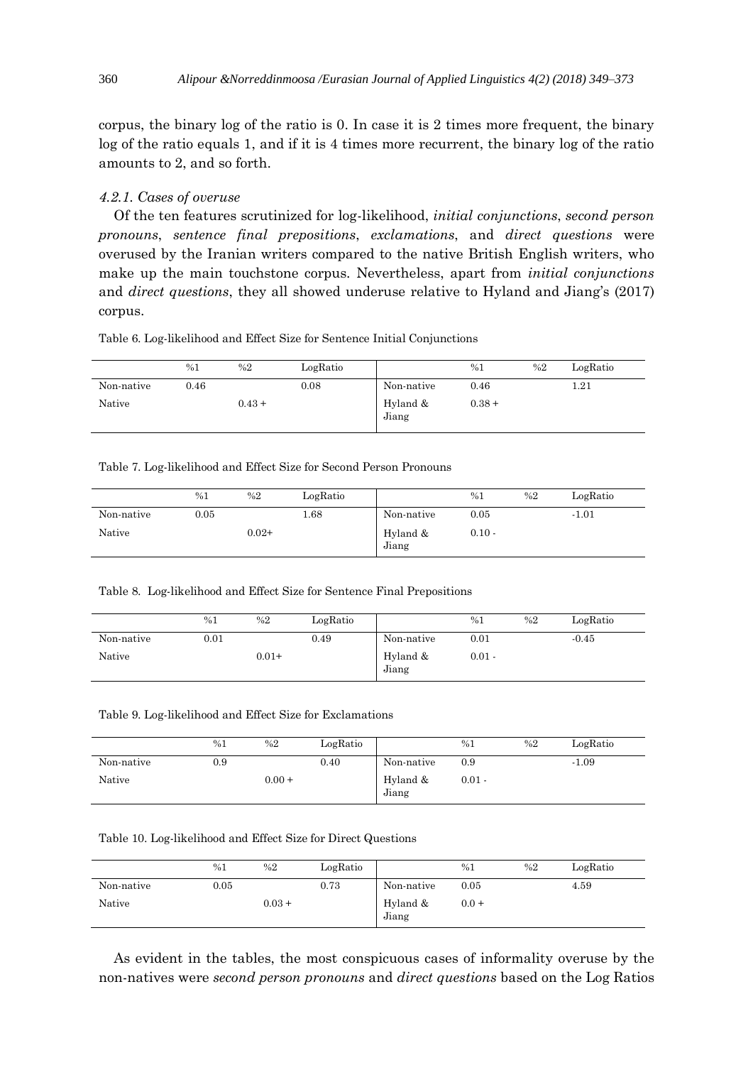corpus, the binary log of the ratio is 0. In case it is 2 times more frequent, the binary log of the ratio equals 1, and if it is 4 times more recurrent, the binary log of the ratio amounts to 2, and so forth.

#### *4.2.1. Cases of overuse*

Of the ten features scrutinized for log-likelihood, *initial conjunctions*, *second person pronouns*, *sentence final prepositions*, *exclamations*, and *direct questions* were overused by the Iranian writers compared to the native British English writers, who make up the main touchstone corpus. Nevertheless, apart from *initial conjunctions* and *direct questions*, they all showed underuse relative to Hyland and Jiang's (2017) corpus.

Table 6. Log-likelihood and Effect Size for Sentence Initial Conjunctions

| | %1 | %2 | LogRatio | | %1 | %2 | LogRatio |
|---|---|---|---|---|---|---|---|
| Non-native | 0.46 | | 0.08 | Non-native | 0.46 | | 1.21 |
| Native | | 0.43 + | | Hyland & Jiang | 0.38 + | | |

Table 7. Log-likelihood and Effect Size for Second Person Pronouns

| | %1 | %2 | LogRatio | | %1 | %2 | LogRatio |
|---|---|---|---|---|---|---|---|
| Non-native | 0.05 | | 1.68 | Non-native | 0.05 | | -1.01 |
| Native | | 0.02+ | | Hyland & Jiang | 0.10 - | | |

Table 8. Log-likelihood and Effect Size for Sentence Final Prepositions

| | %1 | %2 | LogRatio | | %1 | %2 | LogRatio |
|---|---|---|---|---|---|---|---|
| Non-native | 0.01 | | 0.49 | Non-native | 0.01 | | -0.45 |
| Native | | 0.01+ | | Hyland & Jiang | 0.01 - | | |

Table 9. Log-likelihood and Effect Size for Exclamations

| | %1 | %2 | LogRatio | | %1 | %2 | LogRatio |
|---|---|---|---|---|---|---|---|
| Non-native | 0.9 | | 0.40 | Non-native | 0.9 | | -1.09 |
| Native | | 0.00 + | | Hyland & Jiang | 0.01 - | | |

Table 10. Log-likelihood and Effect Size for Direct Questions

| | %1 | %2 | LogRatio | | %1 | %2 | LogRatio |
|---|---|---|---|---|---|---|---|
| Non-native | 0.05 | | 0.73 | Non-native | 0.05 | | 4.59 |
| Native | | 0.03 + | | Hyland & Jiang | 0.0 + | | |

As evident in the tables, the most conspicuous cases of informality overuse by the non-natives were *second person pronouns* and *direct questions* based on the Log Ratios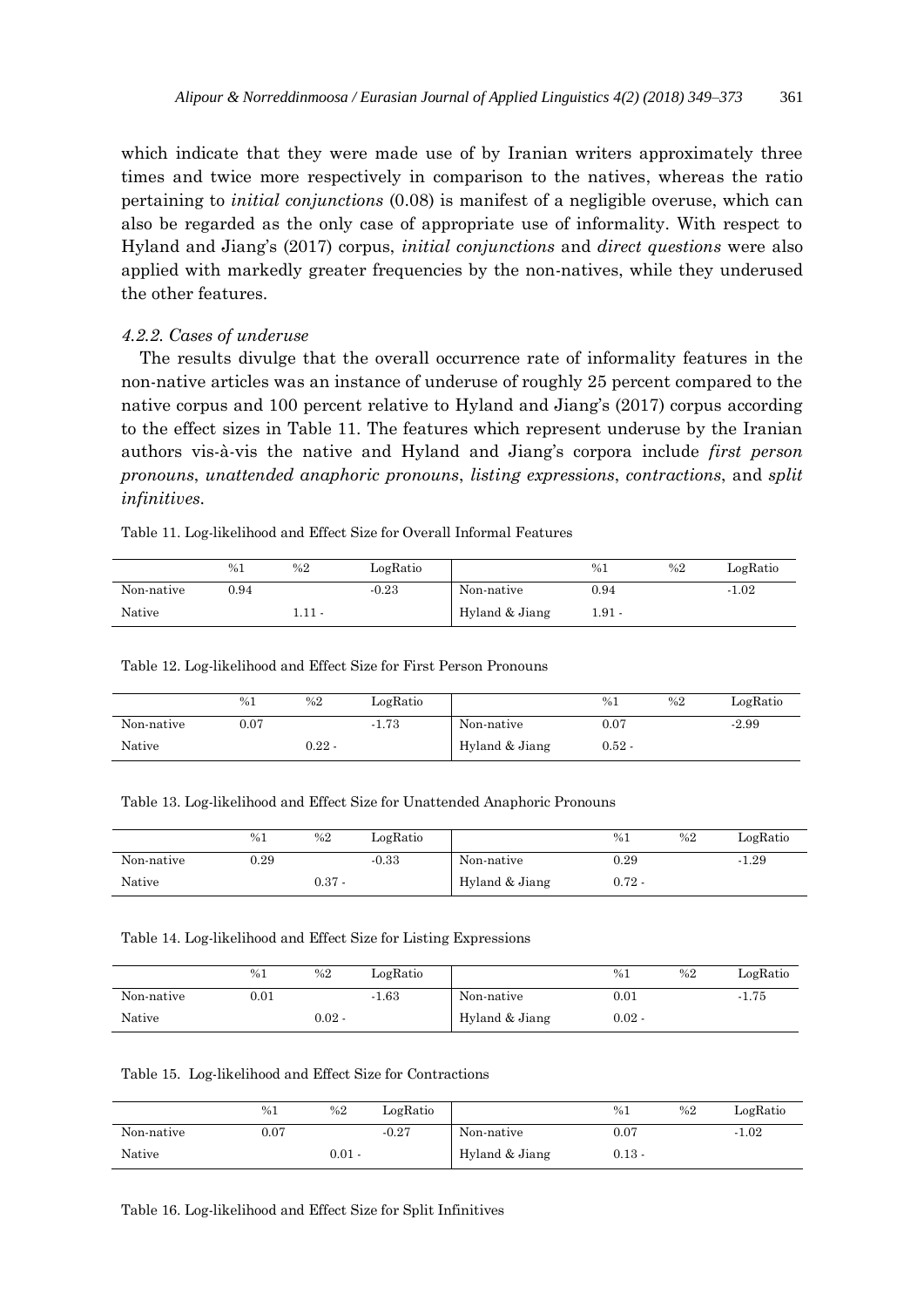which indicate that they were made use of by Iranian writers approximately three times and twice more respectively in comparison to the natives, whereas the ratio pertaining to *initial conjunctions* (0.08) is manifest of a negligible overuse, which can also be regarded as the only case of appropriate use of informality. With respect to Hyland and Jiang's (2017) corpus, *initial conjunctions* and *direct questions* were also applied with markedly greater frequencies by the non-natives, while they underused the other features.

#### *4.2.2. Cases of underuse*

The results divulge that the overall occurrence rate of informality features in the non-native articles was an instance of underuse of roughly 25 percent compared to the native corpus and 100 percent relative to Hyland and Jiang's (2017) corpus according to the effect sizes in Table 11. The features which represent underuse by the Iranian authors vis-à-vis the native and Hyland and Jiang's corpora include *first person pronouns*, *unattended anaphoric pronouns*, *listing expressions*, *contractions*, and *split infinitives*.

Table 11. Log-likelihood and Effect Size for Overall Informal Features

| | %1 | %2 | LogRatio | | %1 | %2 | LogRatio |
|---|---|---|---|---|---|---|---|
| Non-native | 0.94 | | -0.23 | Non-native | 0.94 | | -1.02 |
| Native | | 1.11 - | | Hyland & Jiang | 1.91 - | | |

Table 12. Log-likelihood and Effect Size for First Person Pronouns

| | %1 | %2 | LogRatio | | %1 | %2 | LogRatio |
|---|---|---|---|---|---|---|---|
| Non-native | 0.07 | | -1.73 | Non-native | 0.07 | | -2.99 |
| Native | | 0.22 - | | Hyland & Jiang | 0.52 - | | |

Table 13. Log-likelihood and Effect Size for Unattended Anaphoric Pronouns

| | %1 | %2 | LogRatio | | %1 | %2 | LogRatio |
|---|---|---|---|---|---|---|---|
| Non-native | 0.29 | | -0.33 | Non-native | 0.29 | | -1.29 |
| Native | | 0.37 - | | Hyland & Jiang | 0.72 - | | |

Table 14. Log-likelihood and Effect Size for Listing Expressions

| | %1 | %2 | LogRatio | | %1 | %2 | LogRatio |
|---|---|---|---|---|---|---|---|
| Non-native | 0.01 | | -1.63 | Non-native | 0.01 | | -1.75 |
| Native | | 0.02 - | | Hyland & Jiang | 0.02 - | | |

Table 15. Log-likelihood and Effect Size for Contractions

| | %1 | %2 | LogRatio | | %1 | %2 | LogRatio |
|---|---|---|---|---|---|---|---|
| Non-native | 0.07 | | -0.27 | Non-native | 0.07 | | -1.02 |
| Native | | 0.01 - | | Hyland & Jiang | 0.13 - | | |

Table 16. Log-likelihood and Effect Size for Split Infinitives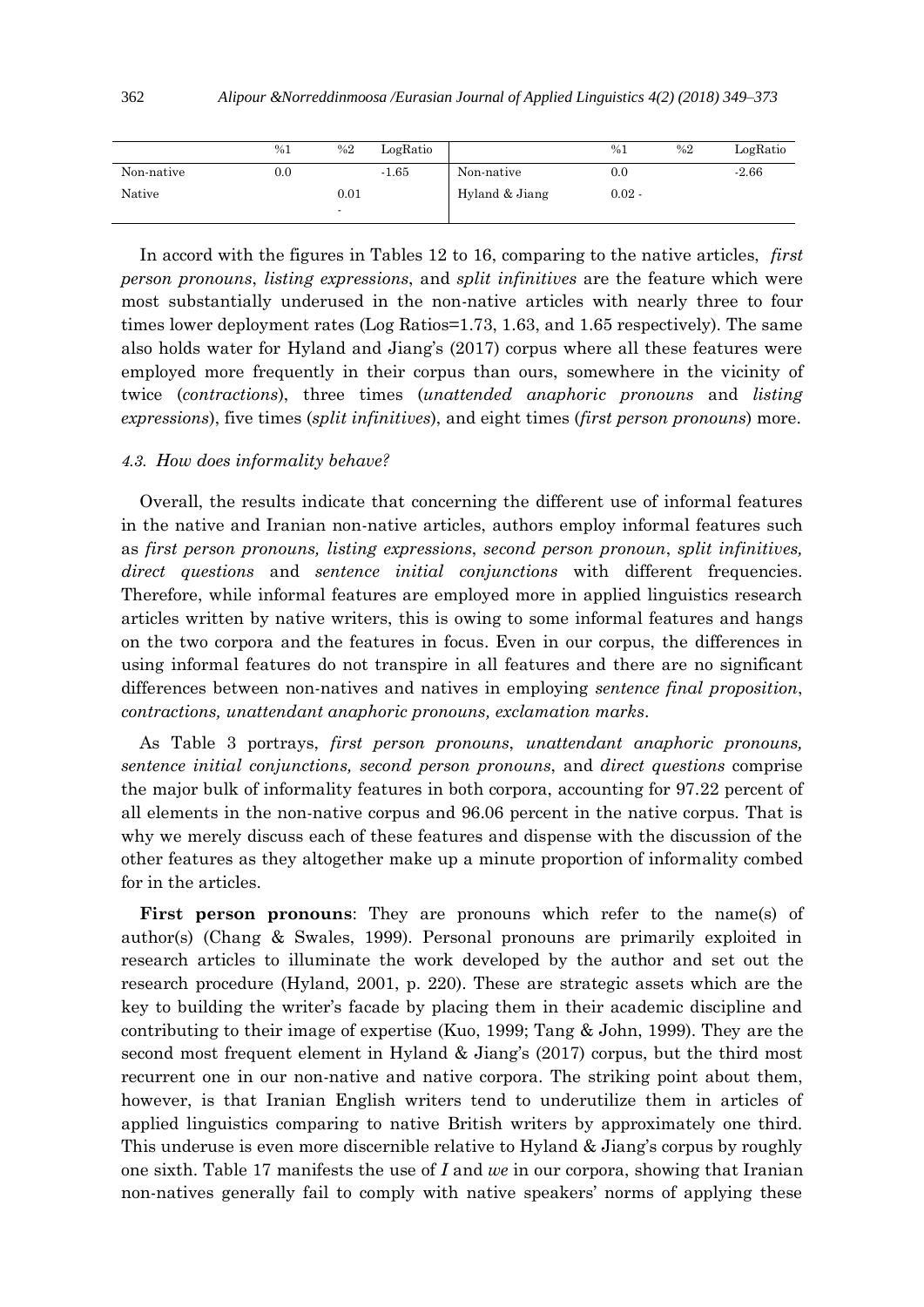|  | %1 | %2 | LogRatio |  | %1 | %2 | LogRatio |
|---|---|---|---|---|---|---|---|
| Non-native | 0.0 |  | -1.65 | Non-native | 0.0 |  | -2.66 |
| Native |  | 0.01 - |  | Hyland & Jiang | 0.02 - |  |  |

In accord with the figures in Tables 12 to 16, comparing to the native articles, *first person pronouns*, *listing expressions*, and *split infinitives* are the feature which were most substantially underused in the non-native articles with nearly three to four times lower deployment rates (Log Ratios=1.73, 1.63, and 1.65 respectively). The same also holds water for Hyland and Jiang's (2017) corpus where all these features were employed more frequently in their corpus than ours, somewhere in the vicinity of twice (*contractions*), three times (*unattended anaphoric pronouns* and *listing expressions*), five times (*split infinitives*), and eight times (*first person pronouns*) more.

#### *4.3. How does informality behave?*

Overall, the results indicate that concerning the different use of informal features in the native and Iranian non-native articles, authors employ informal features such as *first person pronouns, listing expressions*, *second person pronoun*, *split infinitives, direct questions* and *sentence initial conjunctions* with different frequencies. Therefore, while informal features are employed more in applied linguistics research articles written by native writers, this is owing to some informal features and hangs on the two corpora and the features in focus. Even in our corpus, the differences in using informal features do not transpire in all features and there are no significant differences between non-natives and natives in employing *sentence final proposition*, *contractions, unattendant anaphoric pronouns, exclamation marks*.

As Table 3 portrays, *first person pronouns*, *unattendant anaphoric pronouns, sentence initial conjunctions, second person pronouns*, and *direct questions* comprise the major bulk of informality features in both corpora, accounting for 97.22 percent of all elements in the non-native corpus and 96.06 percent in the native corpus. That is why we merely discuss each of these features and dispense with the discussion of the other features as they altogether make up a minute proportion of informality combed for in the articles.

**First person pronouns**: They are pronouns which refer to the name(s) of author(s) (Chang & Swales, 1999). Personal pronouns are primarily exploited in research articles to illuminate the work developed by the author and set out the research procedure (Hyland, 2001, p. 220). These are strategic assets which are the key to building the writer's facade by placing them in their academic discipline and contributing to their image of expertise (Kuo, 1999; Tang & John, 1999). They are the second most frequent element in Hyland & Jiang's (2017) corpus, but the third most recurrent one in our non-native and native corpora. The striking point about them, however, is that Iranian English writers tend to underutilize them in articles of applied linguistics comparing to native British writers by approximately one third. This underuse is even more discernible relative to Hyland & Jiang's corpus by roughly one sixth. Table 17 manifests the use of *I* and *we* in our corpora, showing that Iranian non-natives generally fail to comply with native speakers' norms of applying these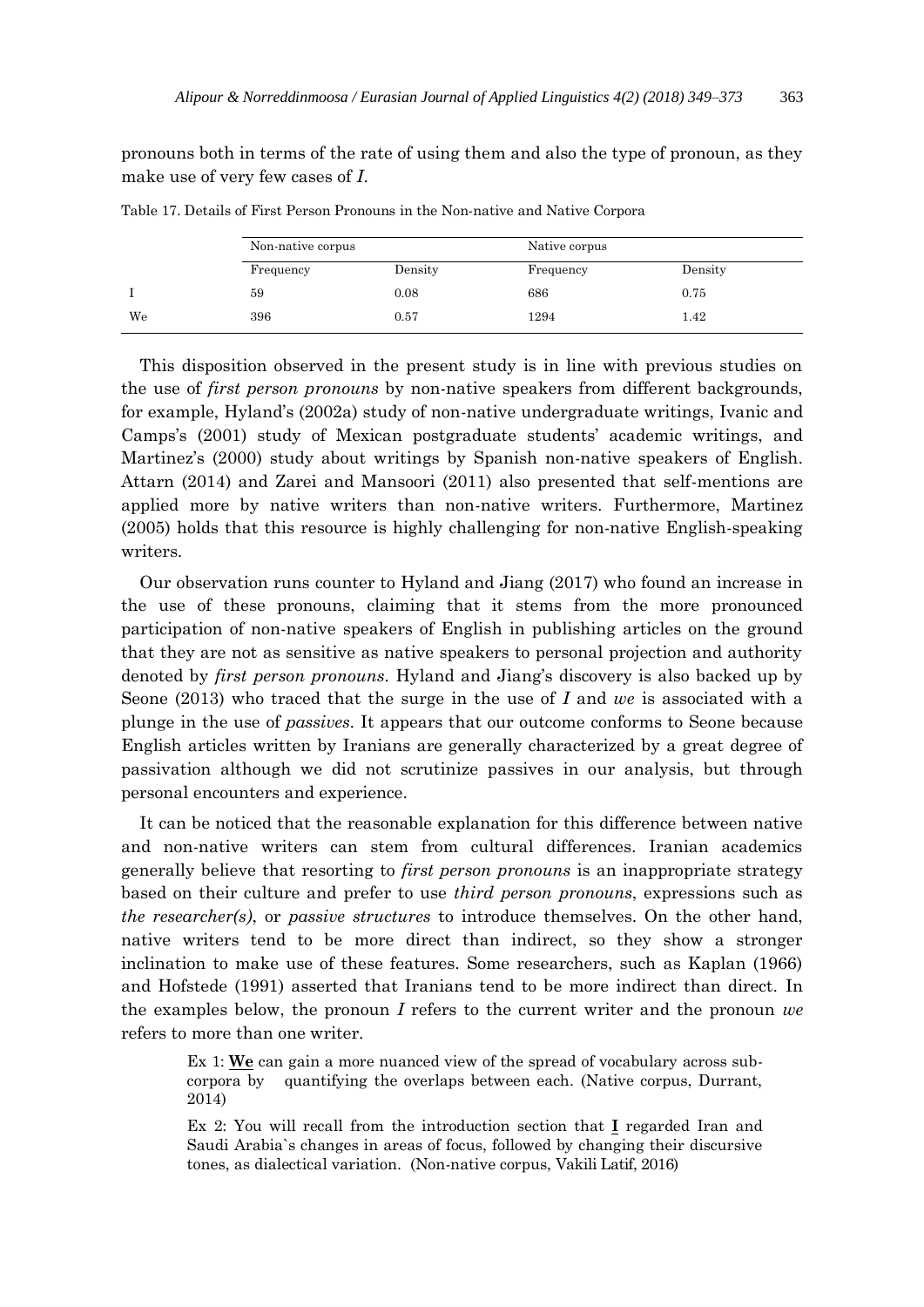pronouns both in terms of the rate of using them and also the type of pronoun, as they make use of very few cases of *I*.

Table 17. Details of First Person Pronouns in the Non-native and Native Corpora

| | Non-native corpus | | Native corpus | |
|---|---|---|---|---|
| | Frequency | Density | Frequency | Density |
| I | 59 | 0.08 | 686 | 0.75 |
| We | 396 | 0.57 | 1294 | 1.42 |

This disposition observed in the present study is in line with previous studies on the use of *first person pronouns* by non-native speakers from different backgrounds, for example, Hyland's (2002a) study of non-native undergraduate writings, Ivanic and Camps's (2001) study of Mexican postgraduate students' academic writings, and Martinez's (2000) study about writings by Spanish non-native speakers of English. Attarn (2014) and Zarei and Mansoori (2011) also presented that self-mentions are applied more by native writers than non-native writers. Furthermore, Martinez (2005) holds that this resource is highly challenging for non-native English-speaking writers.

Our observation runs counter to Hyland and Jiang (2017) who found an increase in the use of these pronouns, claiming that it stems from the more pronounced participation of non-native speakers of English in publishing articles on the ground that they are not as sensitive as native speakers to personal projection and authority denoted by *first person pronouns*. Hyland and Jiang's discovery is also backed up by Seone (2013) who traced that the surge in the use of *I* and *we* is associated with a plunge in the use of *passives*. It appears that our outcome conforms to Seone because English articles written by Iranians are generally characterized by a great degree of passivation although we did not scrutinize passives in our analysis, but through personal encounters and experience.

It can be noticed that the reasonable explanation for this difference between native and non-native writers can stem from cultural differences. Iranian academics generally believe that resorting to *first person pronouns* is an inappropriate strategy based on their culture and prefer to use *third person pronouns*, expressions such as *the researcher(s)*, or *passive structures* to introduce themselves. On the other hand, native writers tend to be more direct than indirect, so they show a stronger inclination to make use of these features. Some researchers, such as Kaplan (1966) and Hofstede (1991) asserted that Iranians tend to be more indirect than direct. In the examples below, the pronoun *I* refers to the current writer and the pronoun *we* refers to more than one writer.

> Ex 1: **We** can gain a more nuanced view of the spread of vocabulary across sub-corpora by quantifying the overlaps between each. (Native corpus, Durrant, 2014)
>
> Ex 2: You will recall from the introduction section that **I** regarded Iran and Saudi Arabia`s changes in areas of focus, followed by changing their discursive tones, as dialectical variation. (Non-native corpus, Vakili Latif, 2016)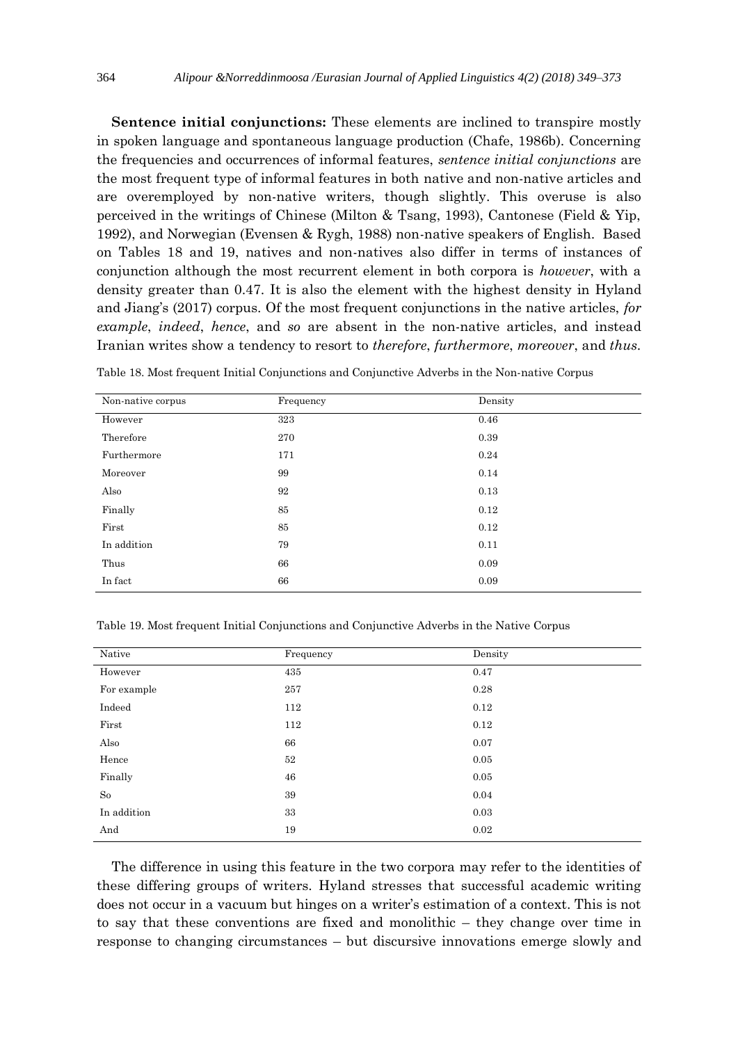**Sentence initial conjunctions:** These elements are inclined to transpire mostly in spoken language and spontaneous language production (Chafe, 1986b). Concerning the frequencies and occurrences of informal features, *sentence initial conjunctions* are the most frequent type of informal features in both native and non-native articles and are overemployed by non-native writers, though slightly. This overuse is also perceived in the writings of Chinese (Milton & Tsang, 1993), Cantonese (Field & Yip, 1992), and Norwegian (Evensen & Rygh, 1988) non-native speakers of English. Based on Tables 18 and 19, natives and non-natives also differ in terms of instances of conjunction although the most recurrent element in both corpora is *however*, with a density greater than 0.47. It is also the element with the highest density in Hyland and Jiang's (2017) corpus. Of the most frequent conjunctions in the native articles, *for example*, *indeed*, *hence*, and *so* are absent in the non-native articles, and instead Iranian writes show a tendency to resort to *therefore*, *furthermore*, *moreover*, and *thus*.

Table 18. Most frequent Initial Conjunctions and Conjunctive Adverbs in the Non-native Corpus

| Non-native corpus | Frequency | Density |
|---|---|---|
| However | 323 | 0.46 |
| Therefore | 270 | 0.39 |
| Furthermore | 171 | 0.24 |
| Moreover | 99 | 0.14 |
| Also | 92 | 0.13 |
| Finally | 85 | 0.12 |
| First | 85 | 0.12 |
| In addition | 79 | 0.11 |
| Thus | 66 | 0.09 |
| In fact | 66 | 0.09 |

Table 19. Most frequent Initial Conjunctions and Conjunctive Adverbs in the Native Corpus

| Native | Frequency | Density |
|---|---|---|
| However | 435 | 0.47 |
| For example | 257 | 0.28 |
| Indeed | 112 | 0.12 |
| First | 112 | 0.12 |
| Also | 66 | 0.07 |
| Hence | 52 | 0.05 |
| Finally | 46 | 0.05 |
| So | 39 | 0.04 |
| In addition | 33 | 0.03 |
| And | 19 | 0.02 |

The difference in using this feature in the two corpora may refer to the identities of these differing groups of writers. Hyland stresses that successful academic writing does not occur in a vacuum but hinges on a writer's estimation of a context. This is not to say that these conventions are fixed and monolithic – they change over time in response to changing circumstances – but discursive innovations emerge slowly and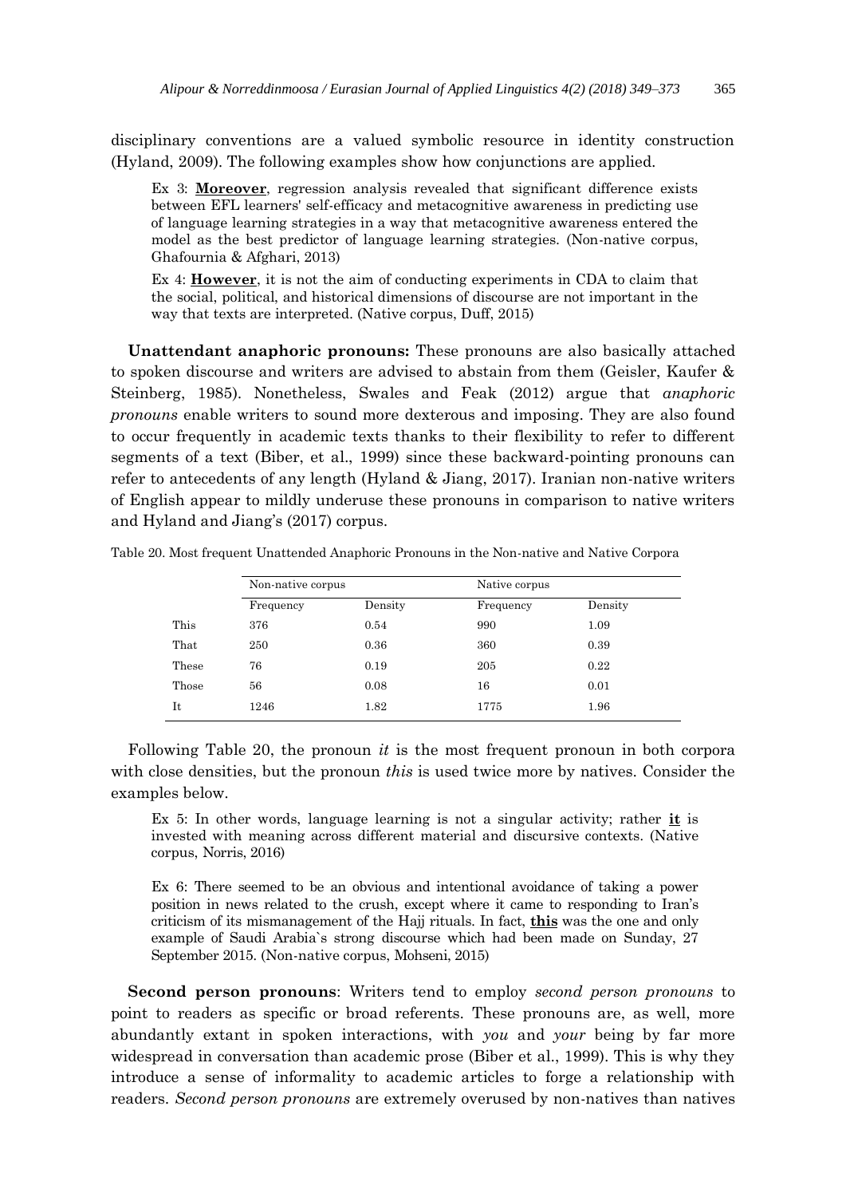disciplinary conventions are a valued symbolic resource in identity construction (Hyland, 2009). The following examples show how conjunctions are applied.

> Ex 3: **Moreover**, regression analysis revealed that significant difference exists between EFL learners' self-efficacy and metacognitive awareness in predicting use of language learning strategies in a way that metacognitive awareness entered the model as the best predictor of language learning strategies. (Non-native corpus, Ghafournia & Afghari, 2013)

> Ex 4: **However**, it is not the aim of conducting experiments in CDA to claim that the social, political, and historical dimensions of discourse are not important in the way that texts are interpreted. (Native corpus, Duff, 2015)

**Unattendant anaphoric pronouns:** These pronouns are also basically attached to spoken discourse and writers are advised to abstain from them (Geisler, Kaufer & Steinberg, 1985). Nonetheless, Swales and Feak (2012) argue that *anaphoric pronouns* enable writers to sound more dexterous and imposing. They are also found to occur frequently in academic texts thanks to their flexibility to refer to different segments of a text (Biber, et al., 1999) since these backward-pointing pronouns can refer to antecedents of any length (Hyland & Jiang, 2017). Iranian non-native writers of English appear to mildly underuse these pronouns in comparison to native writers and Hyland and Jiang's (2017) corpus.

Table 20. Most frequent Unattended Anaphoric Pronouns in the Non-native and Native Corpora

| | Non-native corpus | | Native corpus | |
|---|---|---|---|---|
| | Frequency | Density | Frequency | Density |
| This | 376 | 0.54 | 990 | 1.09 |
| That | 250 | 0.36 | 360 | 0.39 |
| These | 76 | 0.19 | 205 | 0.22 |
| Those | 56 | 0.08 | 16 | 0.01 |
| It | 1246 | 1.82 | 1775 | 1.96 |

Following Table 20, the pronoun *it* is the most frequent pronoun in both corpora with close densities, but the pronoun *this* is used twice more by natives. Consider the examples below.

> Ex 5: In other words, language learning is not a singular activity; rather **it** is invested with meaning across different material and discursive contexts. (Native corpus, Norris, 2016)

> Ex 6: There seemed to be an obvious and intentional avoidance of taking a power position in news related to the crush, except where it came to responding to Iran's criticism of its mismanagement of the Hajj rituals. In fact, **this** was the one and only example of Saudi Arabia`s strong discourse which had been made on Sunday, 27 September 2015. (Non-native corpus, Mohseni, 2015)

**Second person pronouns**: Writers tend to employ *second person pronouns* to point to readers as specific or broad referents. These pronouns are, as well, more abundantly extant in spoken interactions, with *you* and *your* being by far more widespread in conversation than academic prose (Biber et al., 1999). This is why they introduce a sense of informality to academic articles to forge a relationship with readers. *Second person pronouns* are extremely overused by non-natives than natives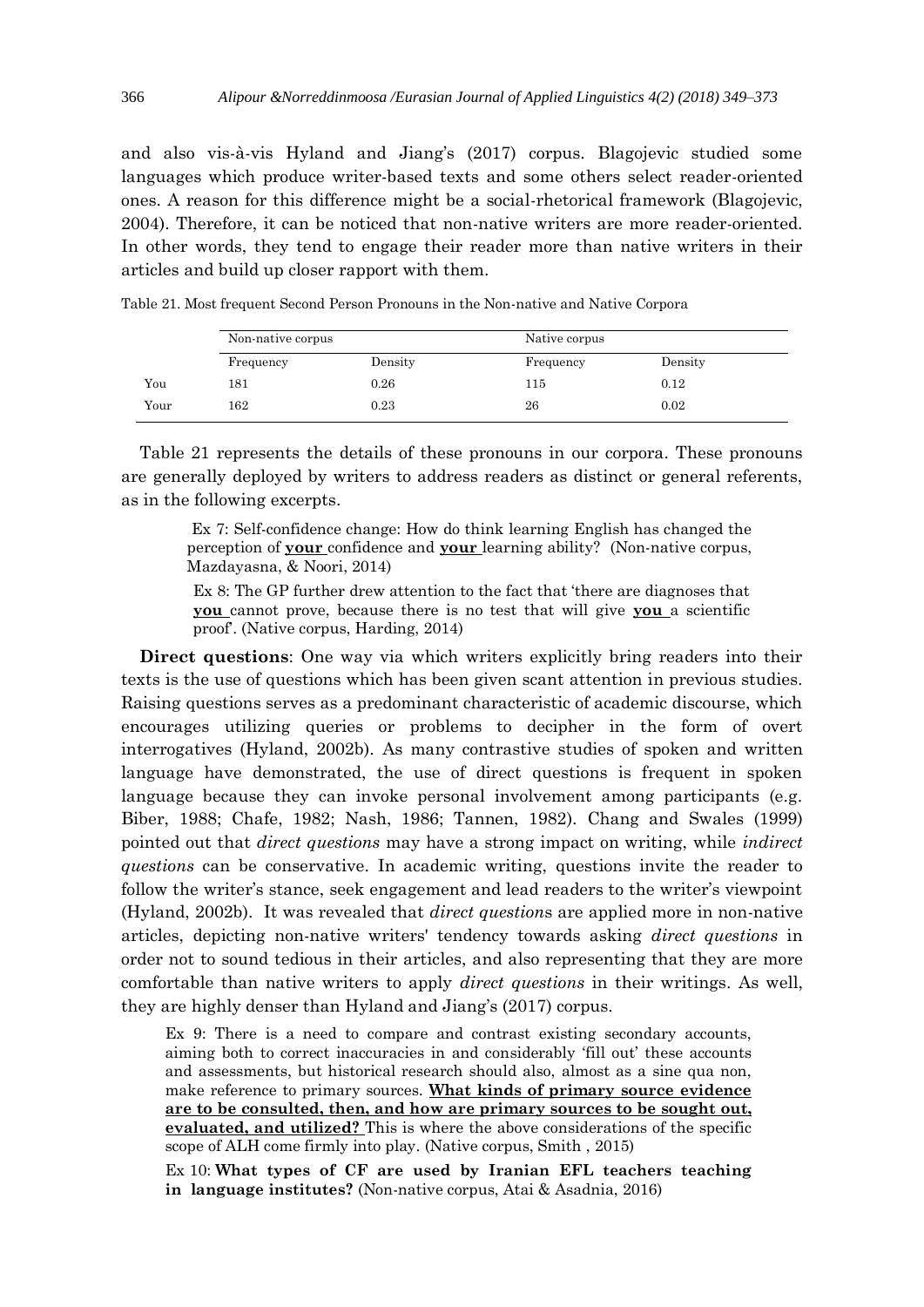and also vis-à-vis Hyland and Jiang's (2017) corpus. Blagojevic studied some languages which produce writer-based texts and some others select reader-oriented ones. A reason for this difference might be a social-rhetorical framework (Blagojevic, 2004). Therefore, it can be noticed that non-native writers are more reader-oriented. In other words, they tend to engage their reader more than native writers in their articles and build up closer rapport with them.

Table 21. Most frequent Second Person Pronouns in the Non-native and Native Corpora

| | Non-native corpus | | Native corpus | |
|---|---|---|---|---|
| | Frequency | Density | Frequency | Density |
| You | 181 | 0.26 | 115 | 0.12 |
| Your | 162 | 0.23 | 26 | 0.02 |

Table 21 represents the details of these pronouns in our corpora. These pronouns are generally deployed by writers to address readers as distinct or general referents, as in the following excerpts.

> Ex 7: Self-confidence change: How do think learning English has changed the perception of **your** confidence and **your** learning ability? (Non-native corpus, Mazdayasna, & Noori, 2014)

> Ex 8: The GP further drew attention to the fact that 'there are diagnoses that **you** cannot prove, because there is no test that will give **you** a scientific proof'. (Native corpus, Harding, 2014)

**Direct questions**: One way via which writers explicitly bring readers into their texts is the use of questions which has been given scant attention in previous studies. Raising questions serves as a predominant characteristic of academic discourse, which encourages utilizing queries or problems to decipher in the form of overt interrogatives (Hyland, 2002b). As many contrastive studies of spoken and written language have demonstrated, the use of direct questions is frequent in spoken language because they can invoke personal involvement among participants (e.g. Biber, 1988; Chafe, 1982; Nash, 1986; Tannen, 1982). Chang and Swales (1999) pointed out that *direct questions* may have a strong impact on writing, while *indirect questions* can be conservative. In academic writing, questions invite the reader to follow the writer's stance, seek engagement and lead readers to the writer's viewpoint (Hyland, 2002b). It was revealed that *direct questions* are applied more in non-native articles, depicting non-native writers' tendency towards asking *direct questions* in order not to sound tedious in their articles, and also representing that they are more comfortable than native writers to apply *direct questions* in their writings. As well, they are highly denser than Hyland and Jiang's (2017) corpus.

> Ex 9: There is a need to compare and contrast existing secondary accounts, aiming both to correct inaccuracies in and considerably 'fill out' these accounts and assessments, but historical research should also, almost as a sine qua non, make reference to primary sources. **What kinds of primary source evidence are to be consulted, then, and how are primary sources to be sought out, evaluated, and utilized?** This is where the above considerations of the specific scope of ALH come firmly into play. (Native corpus, Smith , 2015)

> Ex 10: **What types of CF are used by Iranian EFL teachers teaching in language institutes?** (Non-native corpus, Atai & Asadnia, 2016)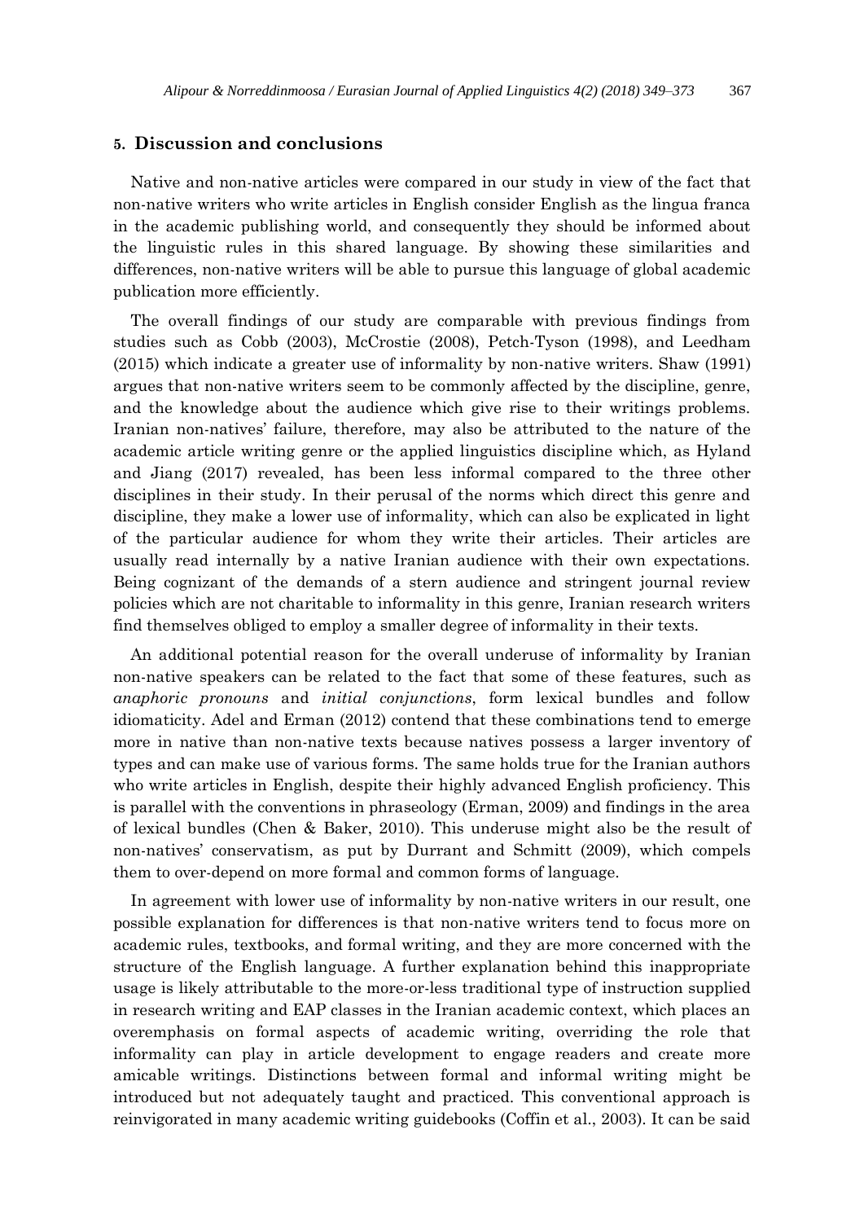## 5. Discussion and conclusions

Native and non-native articles were compared in our study in view of the fact that non-native writers who write articles in English consider English as the lingua franca in the academic publishing world, and consequently they should be informed about the linguistic rules in this shared language. By showing these similarities and differences, non-native writers will be able to pursue this language of global academic publication more efficiently.

The overall findings of our study are comparable with previous findings from studies such as Cobb (2003), McCrostie (2008), Petch-Tyson (1998), and Leedham (2015) which indicate a greater use of informality by non-native writers. Shaw (1991) argues that non-native writers seem to be commonly affected by the discipline, genre, and the knowledge about the audience which give rise to their writings problems. Iranian non-natives' failure, therefore, may also be attributed to the nature of the academic article writing genre or the applied linguistics discipline which, as Hyland and Jiang (2017) revealed, has been less informal compared to the three other disciplines in their study. In their perusal of the norms which direct this genre and discipline, they make a lower use of informality, which can also be explicated in light of the particular audience for whom they write their articles. Their articles are usually read internally by a native Iranian audience with their own expectations. Being cognizant of the demands of a stern audience and stringent journal review policies which are not charitable to informality in this genre, Iranian research writers find themselves obliged to employ a smaller degree of informality in their texts.

An additional potential reason for the overall underuse of informality by Iranian non-native speakers can be related to the fact that some of these features, such as *anaphoric pronouns* and *initial conjunctions*, form lexical bundles and follow idiomaticity. Adel and Erman (2012) contend that these combinations tend to emerge more in native than non-native texts because natives possess a larger inventory of types and can make use of various forms. The same holds true for the Iranian authors who write articles in English, despite their highly advanced English proficiency. This is parallel with the conventions in phraseology (Erman, 2009) and findings in the area of lexical bundles (Chen & Baker, 2010). This underuse might also be the result of non-natives' conservatism, as put by Durrant and Schmitt (2009), which compels them to over-depend on more formal and common forms of language.

In agreement with lower use of informality by non-native writers in our result, one possible explanation for differences is that non-native writers tend to focus more on academic rules, textbooks, and formal writing, and they are more concerned with the structure of the English language. A further explanation behind this inappropriate usage is likely attributable to the more-or-less traditional type of instruction supplied in research writing and EAP classes in the Iranian academic context, which places an overemphasis on formal aspects of academic writing, overriding the role that informality can play in article development to engage readers and create more amicable writings. Distinctions between formal and informal writing might be introduced but not adequately taught and practiced. This conventional approach is reinvigorated in many academic writing guidebooks (Coffin et al., 2003). It can be said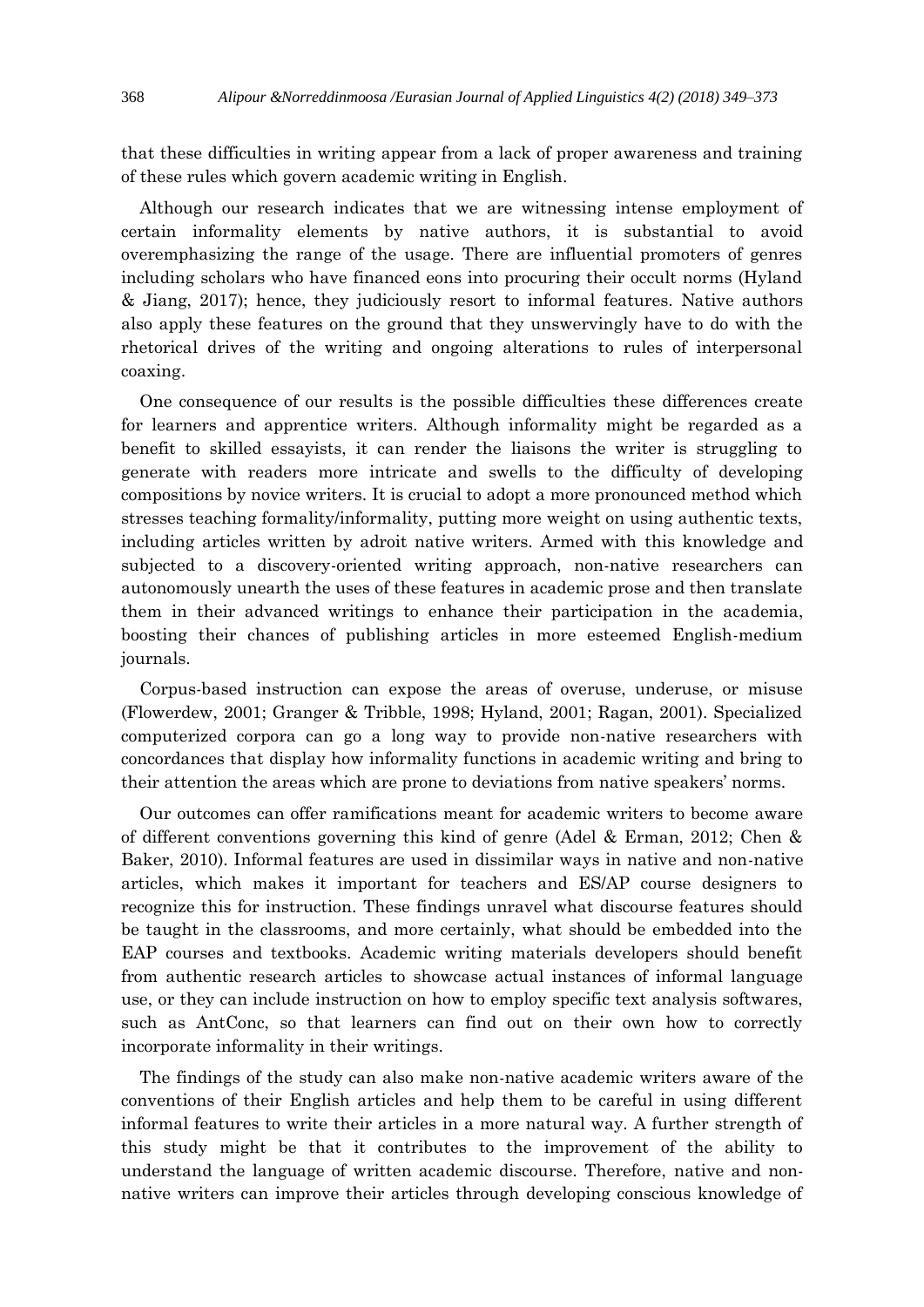that these difficulties in writing appear from a lack of proper awareness and training of these rules which govern academic writing in English.

Although our research indicates that we are witnessing intense employment of certain informality elements by native authors, it is substantial to avoid overemphasizing the range of the usage. There are influential promoters of genres including scholars who have financed eons into procuring their occult norms (Hyland & Jiang, 2017); hence, they judiciously resort to informal features. Native authors also apply these features on the ground that they unswervingly have to do with the rhetorical drives of the writing and ongoing alterations to rules of interpersonal coaxing.

One consequence of our results is the possible difficulties these differences create for learners and apprentice writers. Although informality might be regarded as a benefit to skilled essayists, it can render the liaisons the writer is struggling to generate with readers more intricate and swells to the difficulty of developing compositions by novice writers. It is crucial to adopt a more pronounced method which stresses teaching formality/informality, putting more weight on using authentic texts, including articles written by adroit native writers. Armed with this knowledge and subjected to a discovery-oriented writing approach, non-native researchers can autonomously unearth the uses of these features in academic prose and then translate them in their advanced writings to enhance their participation in the academia, boosting their chances of publishing articles in more esteemed English-medium journals.

Corpus-based instruction can expose the areas of overuse, underuse, or misuse (Flowerdew, 2001; Granger & Tribble, 1998; Hyland, 2001; Ragan, 2001). Specialized computerized corpora can go a long way to provide non-native researchers with concordances that display how informality functions in academic writing and bring to their attention the areas which are prone to deviations from native speakers' norms.

Our outcomes can offer ramifications meant for academic writers to become aware of different conventions governing this kind of genre (Adel & Erman, 2012; Chen & Baker, 2010). Informal features are used in dissimilar ways in native and non-native articles, which makes it important for teachers and ES/AP course designers to recognize this for instruction. These findings unravel what discourse features should be taught in the classrooms, and more certainly, what should be embedded into the EAP courses and textbooks. Academic writing materials developers should benefit from authentic research articles to showcase actual instances of informal language use, or they can include instruction on how to employ specific text analysis softwares, such as AntConc, so that learners can find out on their own how to correctly incorporate informality in their writings.

The findings of the study can also make non-native academic writers aware of the conventions of their English articles and help them to be careful in using different informal features to write their articles in a more natural way. A further strength of this study might be that it contributes to the improvement of the ability to understand the language of written academic discourse. Therefore, native and non-native writers can improve their articles through developing conscious knowledge of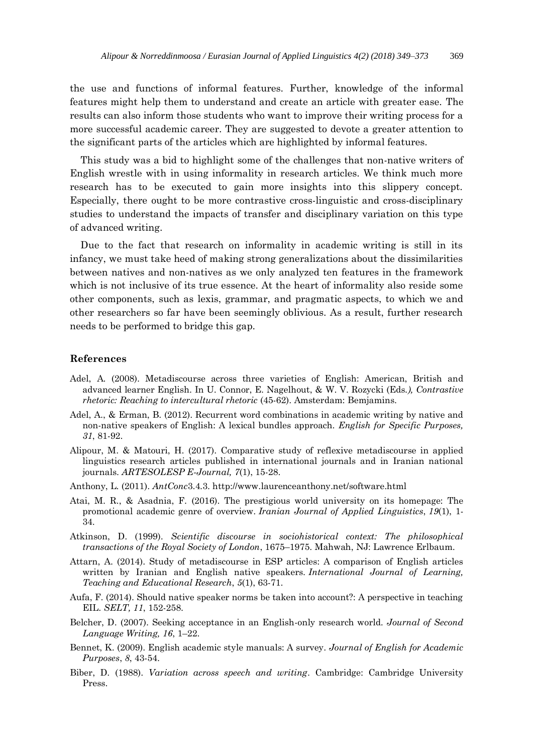the use and functions of informal features. Further, knowledge of the informal features might help them to understand and create an article with greater ease. The results can also inform those students who want to improve their writing process for a more successful academic career. They are suggested to devote a greater attention to the significant parts of the articles which are highlighted by informal features.

This study was a bid to highlight some of the challenges that non-native writers of English wrestle with in using informality in research articles. We think much more research has to be executed to gain more insights into this slippery concept. Especially, there ought to be more contrastive cross-linguistic and cross-disciplinary studies to understand the impacts of transfer and disciplinary variation on this type of advanced writing.

Due to the fact that research on informality in academic writing is still in its infancy, we must take heed of making strong generalizations about the dissimilarities between natives and non-natives as we only analyzed ten features in the framework which is not inclusive of its true essence. At the heart of informality also reside some other components, such as lexis, grammar, and pragmatic aspects, to which we and other researchers so far have been seemingly oblivious. As a result, further research needs to be performed to bridge this gap.

## References

Adel, A. (2008). Metadiscourse across three varieties of English: American, British and advanced learner English. In U. Connor, E. Nagelhout, & W. V. Rozycki (Eds*.), Contrastive rhetoric: Reaching to intercultural rhetoric* (45-62). Amsterdam: Bemjamins.

Adel, A., & Erman, B. (2012). Recurrent word combinations in academic writing by native and non-native speakers of English: A lexical bundles approach. *English for Specific Purposes, 31*, 81-92.

Alipour, M. & Matouri, H. (2017). Comparative study of reflexive metadiscourse in applied linguistics research articles published in international journals and in Iranian national journals. *ARTESOLESP E-Journal, 7*(1), 15-28.

Anthony, L. (2011). *AntConc*3.4.3. http://www.laurenceanthony.net/software.html

Atai, M. R., & Asadnia, F. (2016). The prestigious world university on its homepage: The promotional academic genre of overview. *Iranian Journal of Applied Linguistics*, *19*(1), 1-34.

Atkinson, D. (1999). *Scientific discourse in sociohistorical context: The philosophical transactions of the Royal Society of London*, 1675–1975. Mahwah, NJ: Lawrence Erlbaum.

Attarn, A. (2014). Study of metadiscourse in ESP articles: A comparison of English articles written by Iranian and English native speakers. *International Journal of Learning, Teaching and Educational Research*, *5*(1), 63-71.

Aufa, F. (2014). Should native speaker norms be taken into account?: A perspective in teaching EIL. *SELT, 11*, 152-258.

Belcher, D. (2007). Seeking acceptance in an English-only research world. *Journal of Second Language Writing, 16*, 1–22.

Bennet, K. (2009). English academic style manuals: A survey. *Journal of English for Academic Purposes*, *8*, 43-54.

Biber, D. (1988). *Variation across speech and writing*. Cambridge: Cambridge University Press.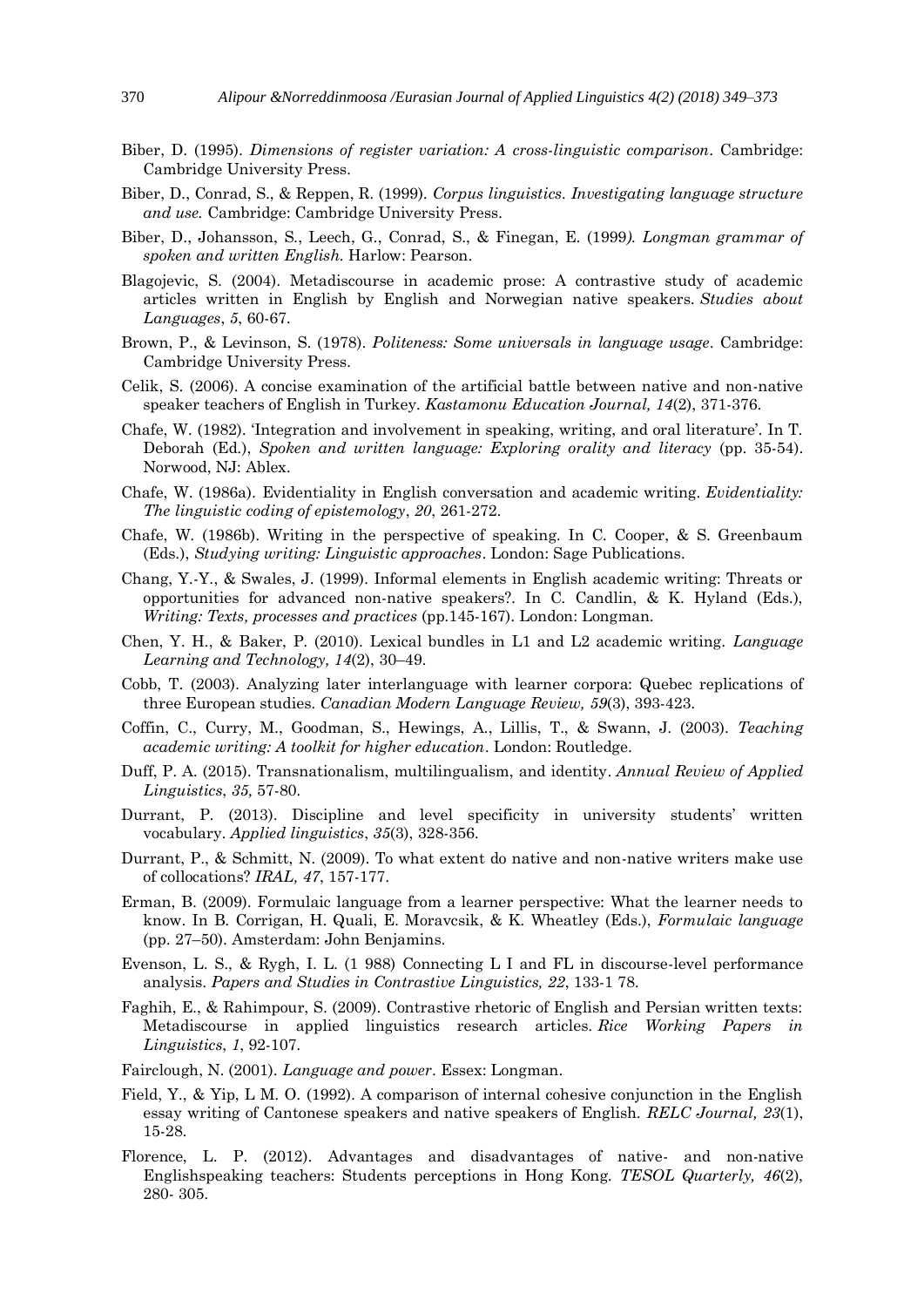Biber, D. (1995). *Dimensions of register variation: A cross-linguistic comparison*. Cambridge: Cambridge University Press.

Biber, D., Conrad, S., & Reppen, R. (1999). *Corpus linguistics. Investigating language structure and use.* Cambridge: Cambridge University Press.

Biber, D., Johansson, S., Leech, G., Conrad, S., & Finegan, E. (1999*). Longman grammar of spoken and written English.* Harlow: Pearson.

Blagojevic, S. (2004). Metadiscourse in academic prose: A contrastive study of academic articles written in English by English and Norwegian native speakers. *Studies about Languages*, *5*, 60-67.

Brown, P., & Levinson, S. (1978). *Politeness: Some universals in language usage*. Cambridge: Cambridge University Press.

Celik, S. (2006). A concise examination of the artificial battle between native and non-native speaker teachers of English in Turkey. *Kastamonu Education Journal, 14*(2), 371-376.

Chafe, W. (1982). 'Integration and involvement in speaking, writing, and oral literature'. In T. Deborah (Ed.), *Spoken and written language: Exploring orality and literacy* (pp. 35-54). Norwood, NJ: Ablex.

Chafe, W. (1986a). Evidentiality in English conversation and academic writing. *Evidentiality: The linguistic coding of epistemology*, *20*, 261-272.

Chafe, W. (1986b). Writing in the perspective of speaking. In C. Cooper, & S. Greenbaum (Eds.), *Studying writing: Linguistic approaches*. London: Sage Publications.

Chang, Y.-Y., & Swales, J. (1999). Informal elements in English academic writing: Threats or opportunities for advanced non-native speakers?. In C. Candlin, & K. Hyland (Eds.), *Writing: Texts, processes and practices* (pp.145-167). London: Longman.

Chen, Y. H., & Baker, P. (2010). Lexical bundles in L1 and L2 academic writing. *Language Learning and Technology, 14*(2), 30–49.

Cobb, T. (2003). Analyzing later interlanguage with learner corpora: Quebec replications of three European studies. *Canadian Modern Language Review, 59*(3), 393-423.

Coffin, C., Curry, M., Goodman, S., Hewings, A., Lillis, T., & Swann, J. (2003). *Teaching academic writing: A toolkit for higher education*. London: Routledge.

Duff, P. A. (2015). Transnationalism, multilingualism, and identity. *Annual Review of Applied Linguistics*, *35,* 57-80.

Durrant, P. (2013). Discipline and level specificity in university students' written vocabulary. *Applied linguistics*, *35*(3), 328-356.

Durrant, P., & Schmitt, N. (2009). To what extent do native and non-native writers make use of collocations? *IRAL, 47*, 157-177.

Erman, B. (2009). Formulaic language from a learner perspective: What the learner needs to know. In B. Corrigan, H. Quali, E. Moravcsik, & K. Wheatley (Eds.), *Formulaic language* (pp. 27–50). Amsterdam: John Benjamins.

Evenson, L. S., & Rygh, I. L. (1 988) Connecting L I and FL in discourse-level performance analysis. *Papers and Studies in Contrastive Linguistics, 22*, 133-1 78.

Faghih, E., & Rahimpour, S. (2009). Contrastive rhetoric of English and Persian written texts: Metadiscourse in applied linguistics research articles. *Rice Working Papers in Linguistics*, *1*, 92-107.

Fairclough, N. (2001). *Language and power*. Essex: Longman.

Field, Y., & Yip, L M. O. (1992). A comparison of internal cohesive conjunction in the English essay writing of Cantonese speakers and native speakers of English. *RELC Journal, 23*(1), 15-28.

Florence, L. P. (2012). Advantages and disadvantages of native- and non-native Englishspeaking teachers: Students perceptions in Hong Kong. *TESOL Quarterly, 46*(2), 280- 305.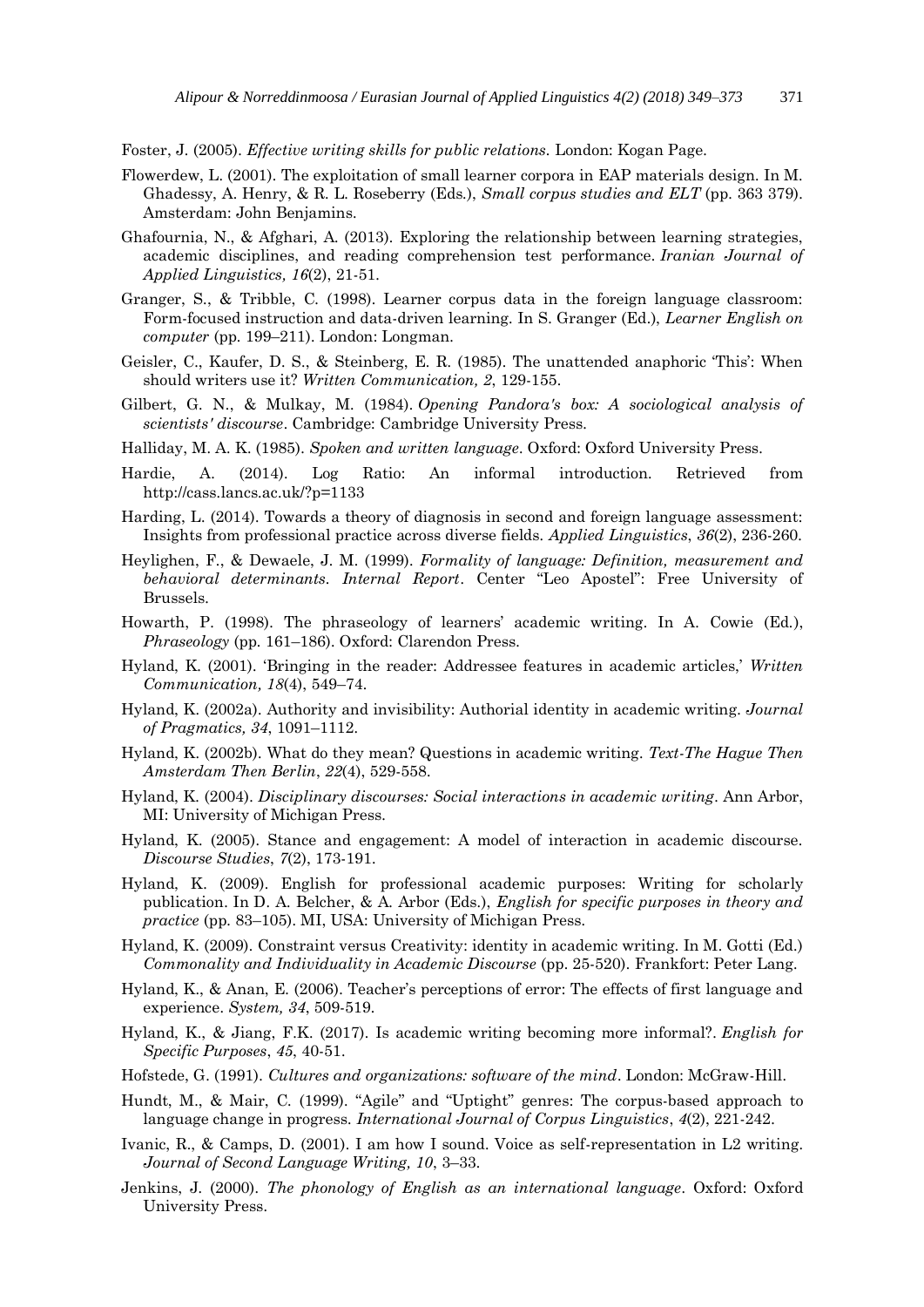Foster, J. (2005). *Effective writing skills for public relations*. London: Kogan Page.

Flowerdew, L. (2001). The exploitation of small learner corpora in EAP materials design. In M. Ghadessy, A. Henry, & R. L. Roseberry (Eds.), *Small corpus studies and ELT* (pp. 363 379). Amsterdam: John Benjamins.

Ghafournia, N., & Afghari, A. (2013). Exploring the relationship between learning strategies, academic disciplines, and reading comprehension test performance. *Iranian Journal of Applied Linguistics, 16*(2), 21-51.

Granger, S., & Tribble, C. (1998). Learner corpus data in the foreign language classroom: Form-focused instruction and data-driven learning. In S. Granger (Ed.), *Learner English on computer* (pp. 199–211). London: Longman.

Geisler, C., Kaufer, D. S., & Steinberg, E. R. (1985). The unattended anaphoric 'This': When should writers use it? *Written Communication, 2*, 129-155.

Gilbert, G. N., & Mulkay, M. (1984). *Opening Pandora's box: A sociological analysis of scientists' discourse*. Cambridge: Cambridge University Press.

Halliday, M. A. K. (1985). *Spoken and written language*. Oxford: Oxford University Press.

Hardie, A. (2014). Log Ratio: An informal introduction. Retrieved from http://cass.lancs.ac.uk/?p=1133

Harding, L. (2014). Towards a theory of diagnosis in second and foreign language assessment: Insights from professional practice across diverse fields. *Applied Linguistics*, *36*(2), 236-260.

Heylighen, F., & Dewaele, J. M. (1999). *Formality of language: Definition, measurement and behavioral determinants. Internal Report*. Center "Leo Apostel": Free University of Brussels.

Howarth, P. (1998). The phraseology of learners' academic writing. In A. Cowie (Ed.), *Phraseology* (pp. 161–186). Oxford: Clarendon Press.

Hyland, K. (2001). 'Bringing in the reader: Addressee features in academic articles,' *Written Communication, 18*(4), 549–74.

Hyland, K. (2002a). Authority and invisibility: Authorial identity in academic writing. *Journal of Pragmatics, 34*, 1091–1112.

Hyland, K. (2002b). What do they mean? Questions in academic writing. *Text-The Hague Then Amsterdam Then Berlin*, *22*(4), 529-558.

Hyland, K. (2004). *Disciplinary discourses: Social interactions in academic writing*. Ann Arbor, MI: University of Michigan Press.

Hyland, K. (2005). Stance and engagement: A model of interaction in academic discourse. *Discourse Studies*, *7*(2), 173-191.

Hyland, K. (2009). English for professional academic purposes: Writing for scholarly publication. In D. A. Belcher, & A. Arbor (Eds.), *English for specific purposes in theory and practice* (pp. 83–105). MI, USA: University of Michigan Press.

Hyland, K. (2009). Constraint versus Creativity: identity in academic writing. In M. Gotti (Ed.) *Commonality and Individuality in Academic Discourse* (pp. 25-520). Frankfort: Peter Lang.

Hyland, K., & Anan, E. (2006). Teacher's perceptions of error: The effects of first language and experience. *System, 34*, 509-519.

Hyland, K., & Jiang, F.K. (2017). Is academic writing becoming more informal?. *English for Specific Purposes*, *45*, 40-51.

Hofstede, G. (1991). *Cultures and organizations: software of the mind*. London: McGraw-Hill.

Hundt, M., & Mair, C. (1999). "Agile" and "Uptight" genres: The corpus-based approach to language change in progress. *International Journal of Corpus Linguistics*, *4*(2), 221-242.

Ivanic, R., & Camps, D. (2001). I am how I sound. Voice as self-representation in L2 writing. *Journal of Second Language Writing, 10*, 3–33.

Jenkins, J. (2000). *The phonology of English as an international language*. Oxford: Oxford University Press.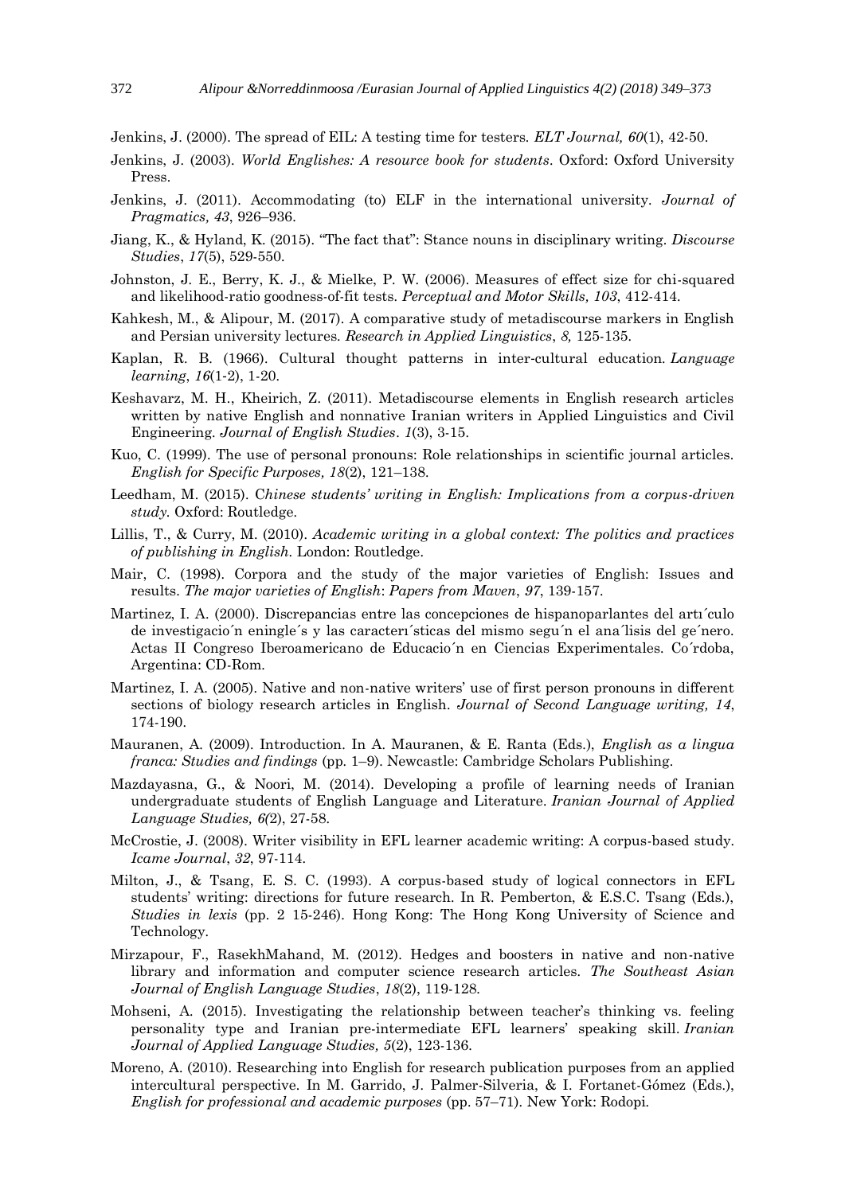Jenkins, J. (2000). The spread of EIL: A testing time for testers. *ELT Journal, 60*(1), 42-50.

Jenkins, J. (2003). *World Englishes: A resource book for students*. Oxford: Oxford University Press.

Jenkins, J. (2011). Accommodating (to) ELF in the international university. *Journal of Pragmatics, 43*, 926–936.

Jiang, K., & Hyland, K. (2015). "The fact that": Stance nouns in disciplinary writing. *Discourse Studies*, *17*(5), 529-550.

Johnston, J. E., Berry, K. J., & Mielke, P. W. (2006). Measures of effect size for chi-squared and likelihood-ratio goodness-of-fit tests. *Perceptual and Motor Skills, 103*, 412-414.

Kahkesh, M., & Alipour, M. (2017). A comparative study of metadiscourse markers in English and Persian university lectures. *Research in Applied Linguistics*, *8,* 125-135.

Kaplan, R. B. (1966). Cultural thought patterns in inter-cultural education. *Language learning*, *16*(1-2), 1-20.

Keshavarz, M. H., Kheirich, Z. (2011). Metadiscourse elements in English research articles written by native English and nonnative Iranian writers in Applied Linguistics and Civil Engineering. *Journal of English Studies*. *1*(3), 3-15.

Kuo, C. (1999). The use of personal pronouns: Role relationships in scientific journal articles. *English for Specific Purposes, 18*(2), 121–138.

Leedham, M. (2015). *Chinese students' writing in English: Implications from a corpus-driven study.* Oxford: Routledge.

Lillis, T., & Curry, M. (2010). *Academic writing in a global context: The politics and practices of publishing in English*. London: Routledge.

Mair, C. (1998). Corpora and the study of the major varieties of English: Issues and results. *The major varieties of English*: *Papers from Maven*, *97*, 139-157.

Martinez, I. A. (2000). Discrepancias entre las concepciones de hispanoparlantes del artı´culo de investigacio´n eningle´s y las caracterı´sticas del mismo segu´n el ana´lisis del ge´nero. Actas II Congreso Iberoamericano de Educacio´n en Ciencias Experimentales. Co´rdoba, Argentina: CD-Rom.

Martinez, I. A. (2005). Native and non-native writers' use of first person pronouns in different sections of biology research articles in English. *Journal of Second Language writing, 14*, 174-190.

Mauranen, A. (2009). Introduction. In A. Mauranen, & E. Ranta (Eds.), *English as a lingua franca: Studies and findings* (pp. 1–9). Newcastle: Cambridge Scholars Publishing.

Mazdayasna, G., & Noori, M. (2014). Developing a profile of learning needs of Iranian undergraduate students of English Language and Literature. *Iranian Journal of Applied Language Studies, 6(*2), 27-58.

McCrostie, J. (2008). Writer visibility in EFL learner academic writing: A corpus-based study. *Icame Journal*, *32*, 97-114.

Milton, J., & Tsang, E. S. C. (1993). A corpus-based study of logical connectors in EFL students' writing: directions for future research. In R. Pemberton, & E.S.C. Tsang (Eds.), *Studies in lexis* (pp. 2 15-246). Hong Kong: The Hong Kong University of Science and Technology.

Mirzapour, F., RasekhMahand, M. (2012). Hedges and boosters in native and non-native library and information and computer science research articles. *The Southeast Asian Journal of English Language Studies*, *18*(2), 119-128.

Mohseni, A. (2015). Investigating the relationship between teacher's thinking vs. feeling personality type and Iranian pre-intermediate EFL learners' speaking skill. *Iranian Journal of Applied Language Studies, 5*(2), 123-136.

Moreno, A. (2010). Researching into English for research publication purposes from an applied intercultural perspective. In M. Garrido, J. Palmer-Silveria, & I. Fortanet-Gómez (Eds.), *English for professional and academic purposes* (pp. 57–71). New York: Rodopi.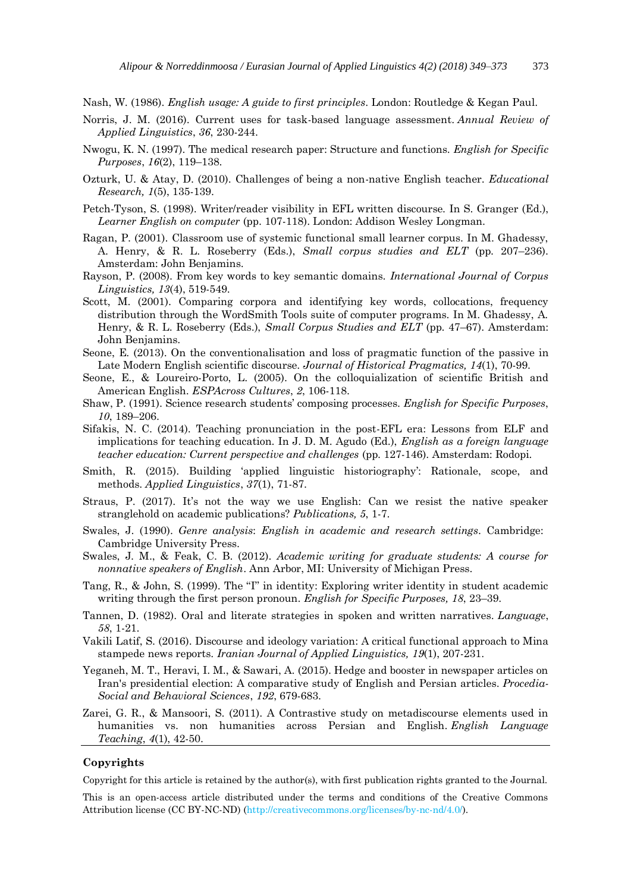Nash, W. (1986). *English usage: A guide to first principles*. London: Routledge & Kegan Paul.

Norris, J. M. (2016). Current uses for task-based language assessment. *Annual Review of Applied Linguistics*, *36*, 230-244.

Nwogu, K. N. (1997). The medical research paper: Structure and functions. *English for Specific Purposes*, *16*(2), 119–138.

Ozturk, U. & Atay, D. (2010). Challenges of being a non-native English teacher. *Educational Research, 1*(5), 135-139.

Petch-Tyson, S. (1998). Writer/reader visibility in EFL written discourse. In S. Granger (Ed.), *Learner English on computer* (pp. 107-118). London: Addison Wesley Longman.

Ragan, P. (2001). Classroom use of systemic functional small learner corpus. In M. Ghadessy, A. Henry, & R. L. Roseberry (Eds.), *Small corpus studies and ELT* (pp. 207–236). Amsterdam: John Benjamins.

Rayson, P. (2008). From key words to key semantic domains. *International Journal of Corpus Linguistics, 13*(4), 519-549.

Scott, M. (2001). Comparing corpora and identifying key words, collocations, frequency distribution through the WordSmith Tools suite of computer programs. In M. Ghadessy, A. Henry, & R. L. Roseberry (Eds.), *Small Corpus Studies and ELT* (pp. 47–67). Amsterdam: John Benjamins.

Seone, E. (2013). On the conventionalisation and loss of pragmatic function of the passive in Late Modern English scientific discourse. *Journal of Historical Pragmatics, 14*(1), 70-99.

Seone, E., & Loureiro-Porto, L. (2005). On the colloquialization of scientific British and American English. *ESPAcross Cultures*, *2*, 106-118.

Shaw, P. (1991). Science research students' composing processes. *English for Specific Purposes*, *10*, 189–206.

Sifakis, N. C. (2014). Teaching pronunciation in the post-EFL era: Lessons from ELF and implications for teaching education. In J. D. M. Agudo (Ed.), *English as a foreign language teacher education: Current perspective and challenges* (pp. 127-146). Amsterdam: Rodopi.

Smith, R. (2015). Building 'applied linguistic historiography': Rationale, scope, and methods. *Applied Linguistics*, *37*(1), 71-87.

Straus, P. (2017). It's not the way we use English: Can we resist the native speaker stranglehold on academic publications? *Publications, 5*, 1-7.

Swales, J. (1990). *Genre analysis*: *English in academic and research settings*. Cambridge: Cambridge University Press.

Swales, J. M., & Feak, C. B. (2012). *Academic writing for graduate students: A course for nonnative speakers of English*. Ann Arbor, MI: University of Michigan Press.

Tang, R., & John, S. (1999). The "I" in identity: Exploring writer identity in student academic writing through the first person pronoun. *English for Specific Purposes, 18*, 23–39.

Tannen, D. (1982). Oral and literate strategies in spoken and written narratives. *Language*, *58*, 1-21.

Vakili Latif, S. (2016). Discourse and ideology variation: A critical functional approach to Mina stampede news reports. *Iranian Journal of Applied Linguistics, 19*(1), 207-231.

Yeganeh, M. T., Heravi, I. M., & Sawari, A. (2015). Hedge and booster in newspaper articles on Iran's presidential election: A comparative study of English and Persian articles. *Procedia-Social and Behavioral Sciences*, *192*, 679-683.

Zarei, G. R., & Mansoori, S. (2011). A Contrastive study on metadiscourse elements used in humanities vs. non humanities across Persian and English. *English Language Teaching*, *4*(1), 42-50.

**Copyrights**

Copyright for this article is retained by the author(s), with first publication rights granted to the Journal.

This is an open-access article distributed under the terms and conditions of the Creative Commons Attribution license (CC BY-NC-ND) (http://creativecommons.org/licenses/by-nc-nd/4.0/).